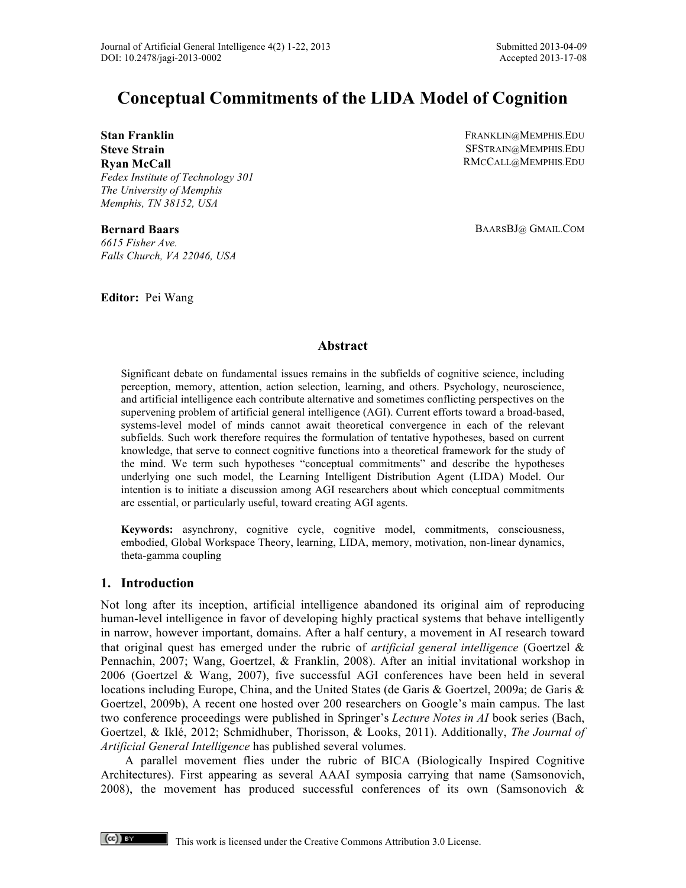# Conceptual Commitments of the LIDA Model of Cognition

**Stan Franklin** FRANKLIN@MEMPHIS.EDU
**Steve Strain** SFSTRAIN@MEMPHIS.EDU
**Ryan McCall** RMCCALL@MEMPHIS.EDU
*Fedex Institute of Technology 301*
*The University of Memphis*
*Memphis, TN 38152, USA*

**Bernard Baars** BAARSBJ@ GMAIL.COM
*6615 Fisher Ave.*
*Falls Church, VA 22046, USA*

**Editor:** Pei Wang

## Abstract

Significant debate on fundamental issues remains in the subfields of cognitive science, including perception, memory, attention, action selection, learning, and others. Psychology, neuroscience, and artificial intelligence each contribute alternative and sometimes conflicting perspectives on the supervening problem of artificial general intelligence (AGI). Current efforts toward a broad-based, systems-level model of minds cannot await theoretical convergence in each of the relevant subfields. Such work therefore requires the formulation of tentative hypotheses, based on current knowledge, that serve to connect cognitive functions into a theoretical framework for the study of the mind. We term such hypotheses "conceptual commitments" and describe the hypotheses underlying one such model, the Learning Intelligent Distribution Agent (LIDA) Model. Our intention is to initiate a discussion among AGI researchers about which conceptual commitments are essential, or particularly useful, toward creating AGI agents.

**Keywords:** asynchrony, cognitive cycle, cognitive model, commitments, consciousness, embodied, Global Workspace Theory, learning, LIDA, memory, motivation, non-linear dynamics, theta-gamma coupling

## 1. Introduction

Not long after its inception, artificial intelligence abandoned its original aim of reproducing human-level intelligence in favor of developing highly practical systems that behave intelligently in narrow, however important, domains. After a half century, a movement in AI research toward that original quest has emerged under the rubric of *artificial general intelligence* (Goertzel & Pennachin, 2007; Wang, Goertzel, & Franklin, 2008). After an initial invitational workshop in 2006 (Goertzel & Wang, 2007), five successful AGI conferences have been held in several locations including Europe, China, and the United States (de Garis & Goertzel, 2009a; de Garis & Goertzel, 2009b), A recent one hosted over 200 researchers on Google's main campus. The last two conference proceedings were published in Springer's *Lecture Notes in AI* book series (Bach, Goertzel, & Iklé, 2012; Schmidhuber, Thorisson, & Looks, 2011). Additionally, *The Journal of Artificial General Intelligence* has published several volumes.

A parallel movement flies under the rubric of BICA (Biologically Inspired Cognitive Architectures). First appearing as several AAAI symposia carrying that name (Samsonovich, 2008), the movement has produced successful conferences of its own (Samsonovich &

This work is licensed under the Creative Commons Attribution 3.0 License.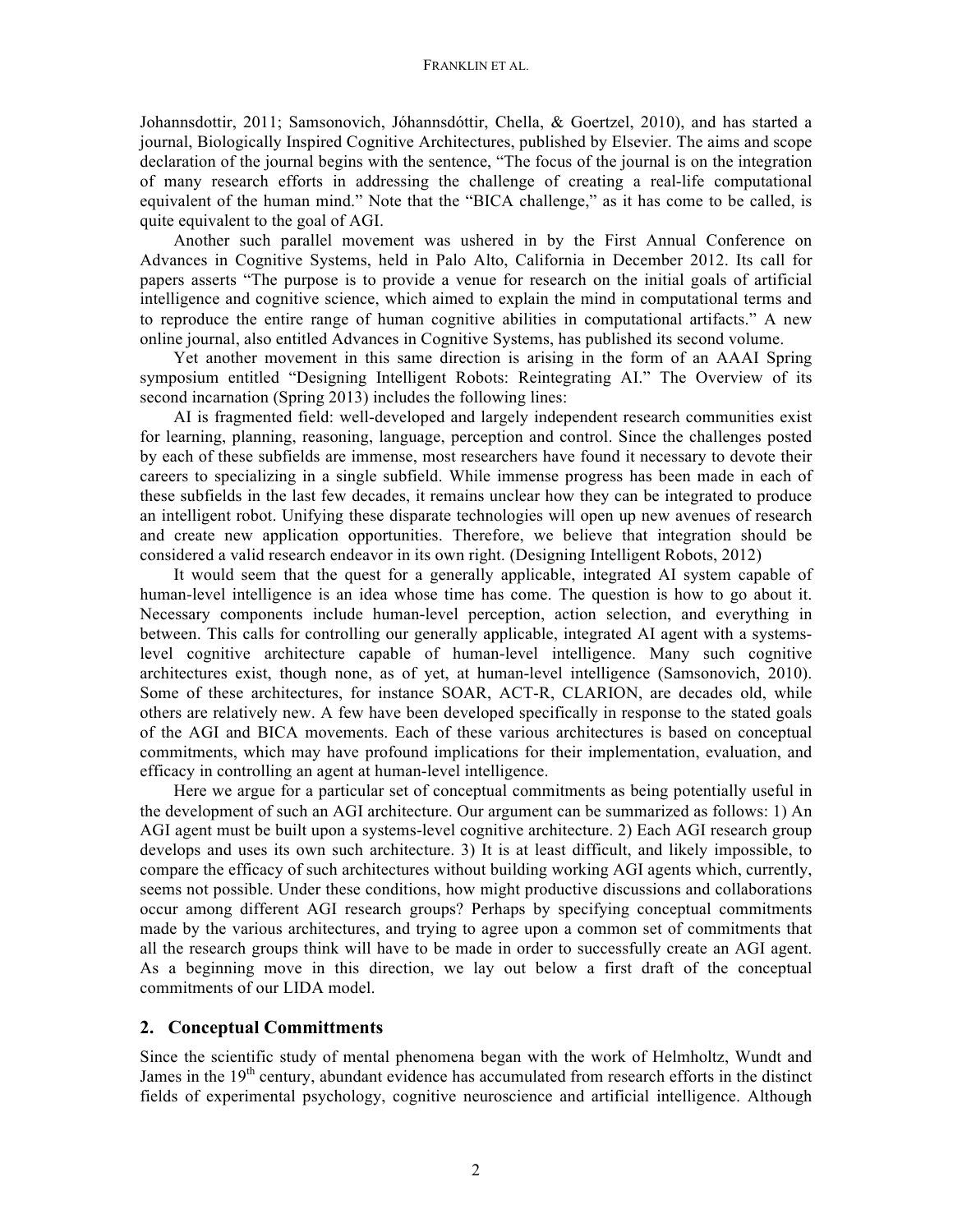Johannsdottir, 2011; Samsonovich, Jóhannsdóttir, Chella, & Goertzel, 2010), and has started a journal, Biologically Inspired Cognitive Architectures, published by Elsevier. The aims and scope declaration of the journal begins with the sentence, "The focus of the journal is on the integration of many research efforts in addressing the challenge of creating a real-life computational equivalent of the human mind." Note that the "BICA challenge," as it has come to be called, is quite equivalent to the goal of AGI.

Another such parallel movement was ushered in by the First Annual Conference on Advances in Cognitive Systems, held in Palo Alto, California in December 2012. Its call for papers asserts "The purpose is to provide a venue for research on the initial goals of artificial intelligence and cognitive science, which aimed to explain the mind in computational terms and to reproduce the entire range of human cognitive abilities in computational artifacts." A new online journal, also entitled Advances in Cognitive Systems, has published its second volume.

Yet another movement in this same direction is arising in the form of an AAAI Spring symposium entitled "Designing Intelligent Robots: Reintegrating AI." The Overview of its second incarnation (Spring 2013) includes the following lines:

AI is fragmented field: well-developed and largely independent research communities exist for learning, planning, reasoning, language, perception and control. Since the challenges posted by each of these subfields are immense, most researchers have found it necessary to devote their careers to specializing in a single subfield. While immense progress has been made in each of these subfields in the last few decades, it remains unclear how they can be integrated to produce an intelligent robot. Unifying these disparate technologies will open up new avenues of research and create new application opportunities. Therefore, we believe that integration should be considered a valid research endeavor in its own right. (Designing Intelligent Robots, 2012)

It would seem that the quest for a generally applicable, integrated AI system capable of human-level intelligence is an idea whose time has come. The question is how to go about it. Necessary components include human-level perception, action selection, and everything in between. This calls for controlling our generally applicable, integrated AI agent with a systems-level cognitive architecture capable of human-level intelligence. Many such cognitive architectures exist, though none, as of yet, at human-level intelligence (Samsonovich, 2010). Some of these architectures, for instance SOAR, ACT-R, CLARION, are decades old, while others are relatively new. A few have been developed specifically in response to the stated goals of the AGI and BICA movements. Each of these various architectures is based on conceptual commitments, which may have profound implications for their implementation, evaluation, and efficacy in controlling an agent at human-level intelligence.

Here we argue for a particular set of conceptual commitments as being potentially useful in the development of such an AGI architecture. Our argument can be summarized as follows: 1) An AGI agent must be built upon a systems-level cognitive architecture. 2) Each AGI research group develops and uses its own such architecture. 3) It is at least difficult, and likely impossible, to compare the efficacy of such architectures without building working AGI agents which, currently, seems not possible. Under these conditions, how might productive discussions and collaborations occur among different AGI research groups? Perhaps by specifying conceptual commitments made by the various architectures, and trying to agree upon a common set of commitments that all the research groups think will have to be made in order to successfully create an AGI agent. As a beginning move in this direction, we lay out below a first draft of the conceptual commitments of our LIDA model.

## 2. Conceptual Committments

Since the scientific study of mental phenomena began with the work of Helmholtz, Wundt and James in the 19th century, abundant evidence has accumulated from research efforts in the distinct fields of experimental psychology, cognitive neuroscience and artificial intelligence. Although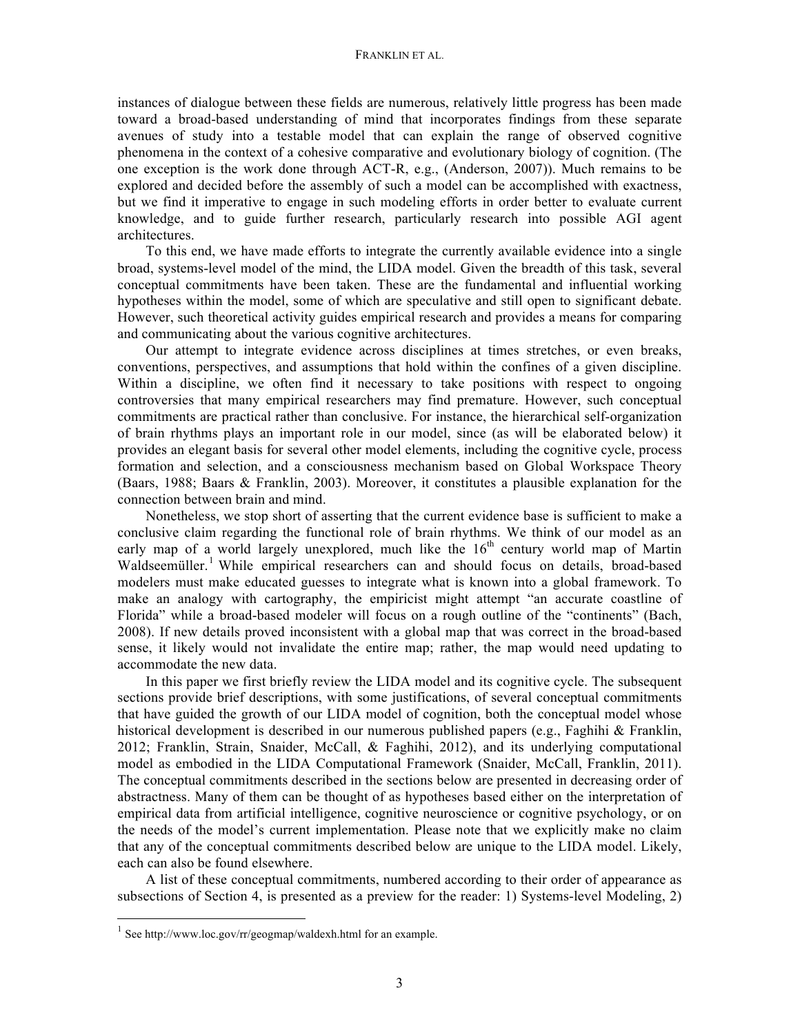instances of dialogue between these fields are numerous, relatively little progress has been made toward a broad-based understanding of mind that incorporates findings from these separate avenues of study into a testable model that can explain the range of observed cognitive phenomena in the context of a cohesive comparative and evolutionary biology of cognition. (The one exception is the work done through ACT-R, e.g., (Anderson, 2007)). Much remains to be explored and decided before the assembly of such a model can be accomplished with exactness, but we find it imperative to engage in such modeling efforts in order better to evaluate current knowledge, and to guide further research, particularly research into possible AGI agent architectures.

To this end, we have made efforts to integrate the currently available evidence into a single broad, systems-level model of the mind, the LIDA model. Given the breadth of this task, several conceptual commitments have been taken. These are the fundamental and influential working hypotheses within the model, some of which are speculative and still open to significant debate. However, such theoretical activity guides empirical research and provides a means for comparing and communicating about the various cognitive architectures.

Our attempt to integrate evidence across disciplines at times stretches, or even breaks, conventions, perspectives, and assumptions that hold within the confines of a given discipline. Within a discipline, we often find it necessary to take positions with respect to ongoing controversies that many empirical researchers may find premature. However, such conceptual commitments are practical rather than conclusive. For instance, the hierarchical self-organization of brain rhythms plays an important role in our model, since (as will be elaborated below) it provides an elegant basis for several other model elements, including the cognitive cycle, process formation and selection, and a consciousness mechanism based on Global Workspace Theory (Baars, 1988; Baars & Franklin, 2003). Moreover, it constitutes a plausible explanation for the connection between brain and mind.

Nonetheless, we stop short of asserting that the current evidence base is sufficient to make a conclusive claim regarding the functional role of brain rhythms. We think of our model as an early map of a world largely unexplored, much like the 16th century world map of Martin Waldseemüller.[1] While empirical researchers can and should focus on details, broad-based modelers must make educated guesses to integrate what is known into a global framework. To make an analogy with cartography, the empiricist might attempt "an accurate coastline of Florida" while a broad-based modeler will focus on a rough outline of the "continents" (Bach, 2008). If new details proved inconsistent with a global map that was correct in the broad-based sense, it likely would not invalidate the entire map; rather, the map would need updating to accommodate the new data.

In this paper we first briefly review the LIDA model and its cognitive cycle. The subsequent sections provide brief descriptions, with some justifications, of several conceptual commitments that have guided the growth of our LIDA model of cognition, both the conceptual model whose historical development is described in our numerous published papers (e.g., Faghihi & Franklin, 2012; Franklin, Strain, Snaider, McCall, & Faghihi, 2012), and its underlying computational model as embodied in the LIDA Computational Framework (Snaider, McCall, Franklin, 2011). The conceptual commitments described in the sections below are presented in decreasing order of abstractness. Many of them can be thought of as hypotheses based either on the interpretation of empirical data from artificial intelligence, cognitive neuroscience or cognitive psychology, or on the needs of the model's current implementation. Please note that we explicitly make no claim that any of the conceptual commitments described below are unique to the LIDA model. Likely, each can also be found elsewhere.

A list of these conceptual commitments, numbered according to their order of appearance as subsections of Section 4, is presented as a preview for the reader: 1) Systems-level Modeling, 2)

[1] See http://www.loc.gov/rr/geogmap/waldexh.html for an example.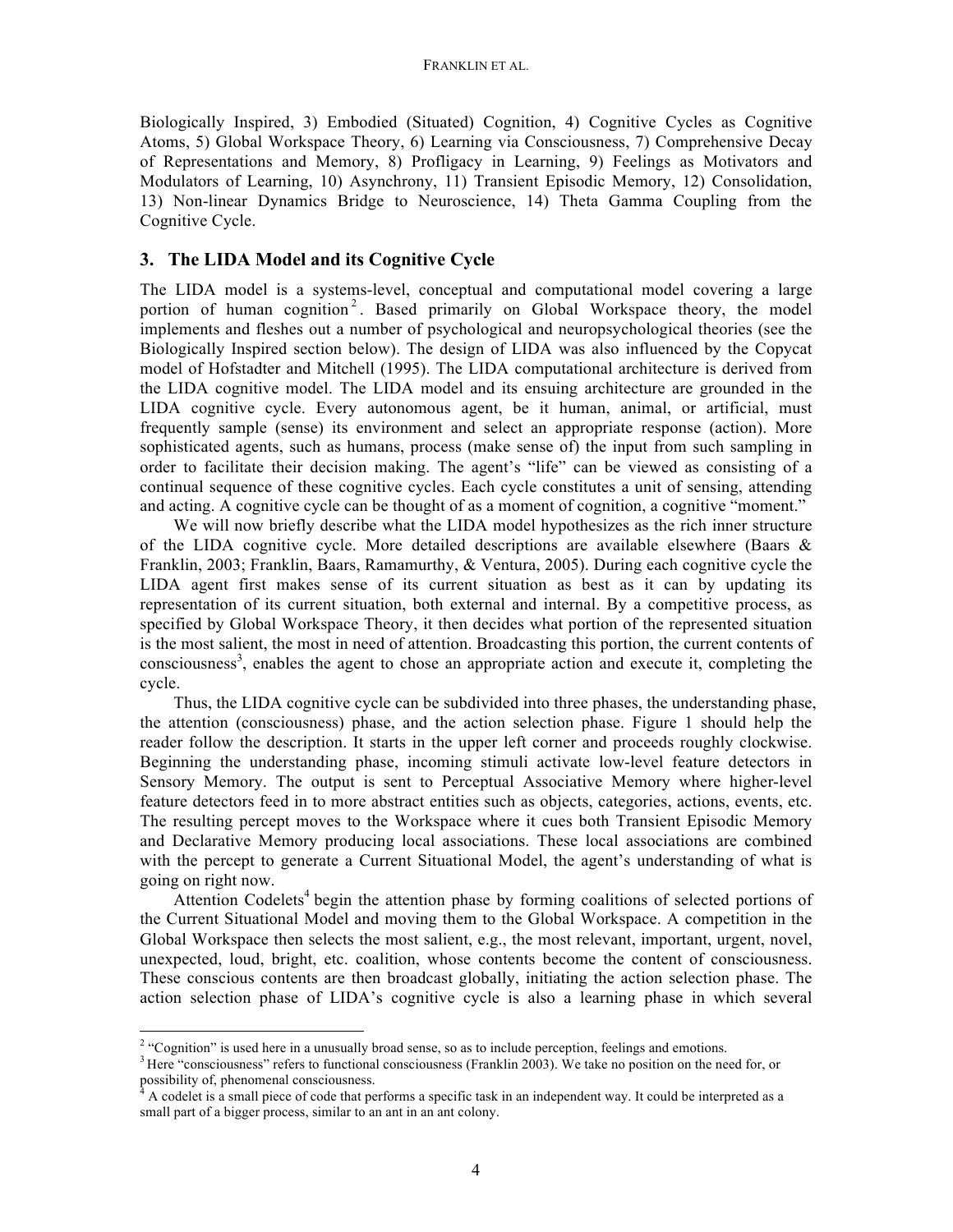Biologically Inspired, 3) Embodied (Situated) Cognition, 4) Cognitive Cycles as Cognitive Atoms, 5) Global Workspace Theory, 6) Learning via Consciousness, 7) Comprehensive Decay of Representations and Memory, 8) Profligacy in Learning, 9) Feelings as Motivators and Modulators of Learning, 10) Asynchrony, 11) Transient Episodic Memory, 12) Consolidation, 13) Non-linear Dynamics Bridge to Neuroscience, 14) Theta Gamma Coupling from the Cognitive Cycle.

## 3. The LIDA Model and its Cognitive Cycle

The LIDA model is a systems-level, conceptual and computational model covering a large portion of human cognition[2]. Based primarily on Global Workspace theory, the model implements and fleshes out a number of psychological and neuropsychological theories (see the Biologically Inspired section below). The design of LIDA was also influenced by the Copycat model of Hofstadter and Mitchell (1995). The LIDA computational architecture is derived from the LIDA cognitive model. The LIDA model and its ensuing architecture are grounded in the LIDA cognitive cycle. Every autonomous agent, be it human, animal, or artificial, must frequently sample (sense) its environment and select an appropriate response (action). More sophisticated agents, such as humans, process (make sense of) the input from such sampling in order to facilitate their decision making. The agent's "life" can be viewed as consisting of a continual sequence of these cognitive cycles. Each cycle constitutes a unit of sensing, attending and acting. A cognitive cycle can be thought of as a moment of cognition, a cognitive "moment."

We will now briefly describe what the LIDA model hypothesizes as the rich inner structure of the LIDA cognitive cycle. More detailed descriptions are available elsewhere (Baars & Franklin, 2003; Franklin, Baars, Ramamurthy, & Ventura, 2005). During each cognitive cycle the LIDA agent first makes sense of its current situation as best as it can by updating its representation of its current situation, both external and internal. By a competitive process, as specified by Global Workspace Theory, it then decides what portion of the represented situation is the most salient, the most in need of attention. Broadcasting this portion, the current contents of consciousness[3], enables the agent to chose an appropriate action and execute it, completing the cycle.

Thus, the LIDA cognitive cycle can be subdivided into three phases, the understanding phase, the attention (consciousness) phase, and the action selection phase. Figure 1 should help the reader follow the description. It starts in the upper left corner and proceeds roughly clockwise. Beginning the understanding phase, incoming stimuli activate low-level feature detectors in Sensory Memory. The output is sent to Perceptual Associative Memory where higher-level feature detectors feed in to more abstract entities such as objects, categories, actions, events, etc. The resulting percept moves to the Workspace where it cues both Transient Episodic Memory and Declarative Memory producing local associations. These local associations are combined with the percept to generate a Current Situational Model, the agent's understanding of what is going on right now.

Attention Codelets[4] begin the attention phase by forming coalitions of selected portions of the Current Situational Model and moving them to the Global Workspace. A competition in the Global Workspace then selects the most salient, e.g., the most relevant, important, urgent, novel, unexpected, loud, bright, etc. coalition, whose contents become the content of consciousness. These conscious contents are then broadcast globally, initiating the action selection phase. The action selection phase of LIDA's cognitive cycle is also a learning phase in which several

---

[2] "Cognition" is used here in a unusually broad sense, so as to include perception, feelings and emotions.

[3] Here "consciousness" refers to functional consciousness (Franklin 2003). We take no position on the need for, or possibility of, phenomenal consciousness.

[4] A codelet is a small piece of code that performs a specific task in an independent way. It could be interpreted as a small part of a bigger process, similar to an ant in an ant colony.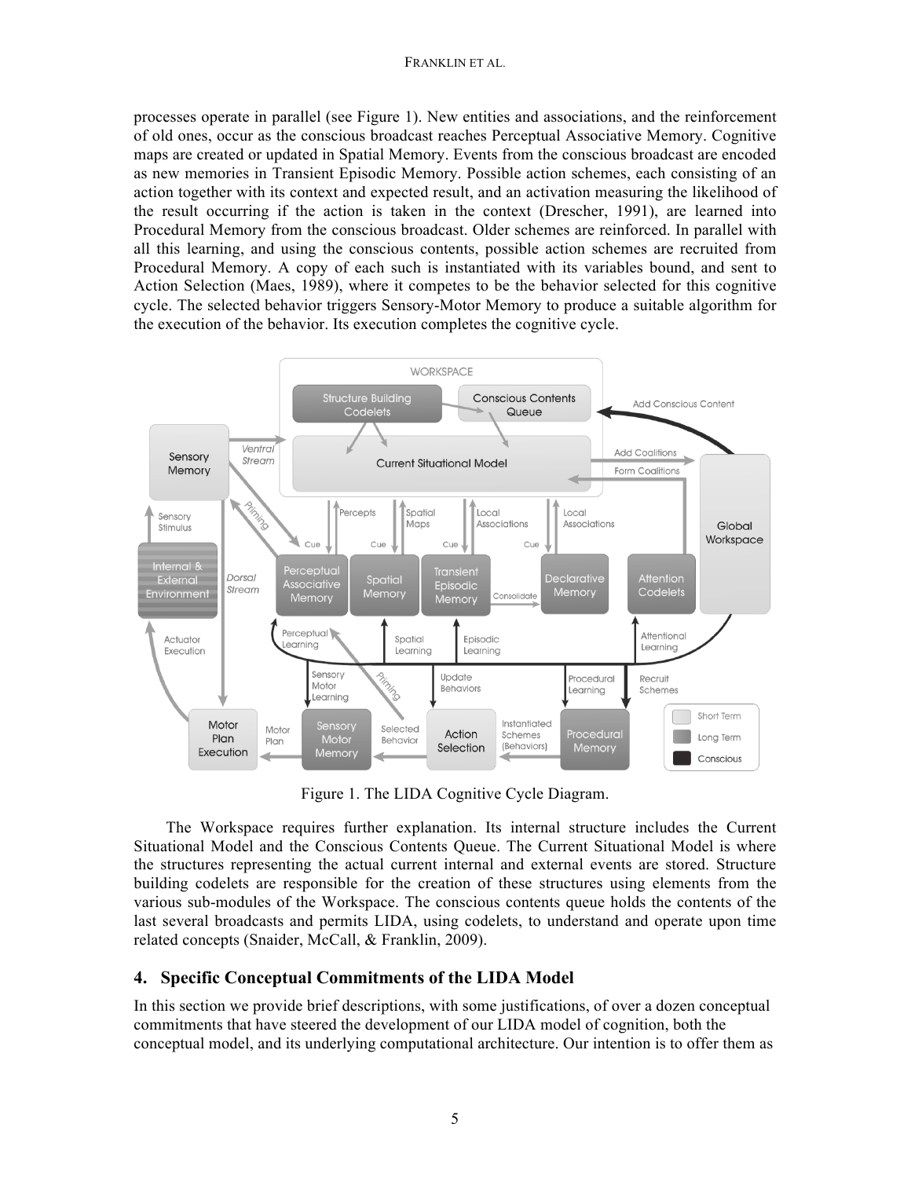processes operate in parallel (see Figure 1). New entities and associations, and the reinforcement of old ones, occur as the conscious broadcast reaches Perceptual Associative Memory. Cognitive maps are created or updated in Spatial Memory. Events from the conscious broadcast are encoded as new memories in Transient Episodic Memory. Possible action schemes, each consisting of an action together with its context and expected result, and an activation measuring the likelihood of the result occurring if the action is taken in the context (Drescher, 1991), are learned into Procedural Memory from the conscious broadcast. Older schemes are reinforced. In parallel with all this learning, and using the conscious contents, possible action schemes are recruited from Procedural Memory. A copy of each such is instantiated with its variables bound, and sent to Action Selection (Maes, 1989), where it competes to be the behavior selected for this cognitive cycle. The selected behavior triggers Sensory-Motor Memory to produce a suitable algorithm for the execution of the behavior. Its execution completes the cognitive cycle.

Figure 1. The LIDA Cognitive Cycle Diagram.

The Workspace requires further explanation. Its internal structure includes the Current Situational Model and the Conscious Contents Queue. The Current Situational Model is where the structures representing the actual current internal and external events are stored. Structure building codelets are responsible for the creation of these structures using elements from the various sub-modules of the Workspace. The conscious contents queue holds the contents of the last several broadcasts and permits LIDA, using codelets, to understand and operate upon time related concepts (Snaider, McCall, & Franklin, 2009).

## 4. Specific Conceptual Commitments of the LIDA Model

In this section we provide brief descriptions, with some justifications, of over a dozen conceptual commitments that have steered the development of our LIDA model of cognition, both the conceptual model, and its underlying computational architecture. Our intention is to offer them as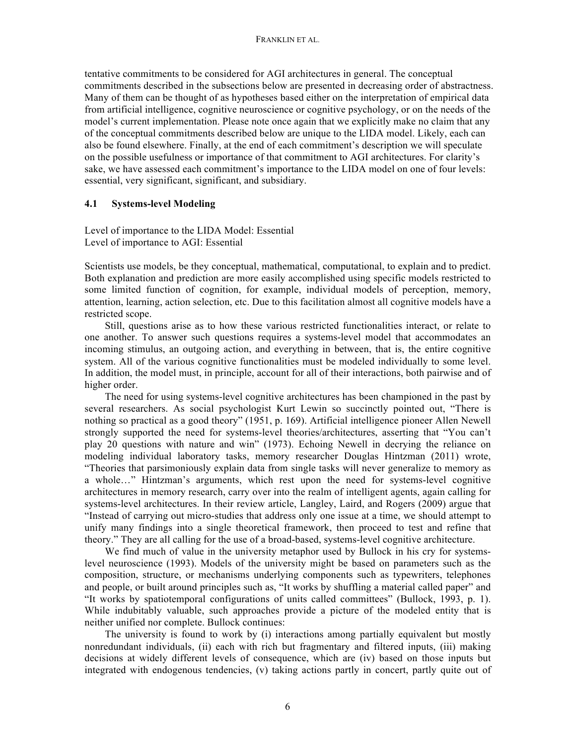tentative commitments to be considered for AGI architectures in general. The conceptual commitments described in the subsections below are presented in decreasing order of abstractness. Many of them can be thought of as hypotheses based either on the interpretation of empirical data from artificial intelligence, cognitive neuroscience or cognitive psychology, or on the needs of the model's current implementation. Please note once again that we explicitly make no claim that any of the conceptual commitments described below are unique to the LIDA model. Likely, each can also be found elsewhere. Finally, at the end of each commitment's description we will speculate on the possible usefulness or importance of that commitment to AGI architectures. For clarity's sake, we have assessed each commitment's importance to the LIDA model on one of four levels: essential, very significant, significant, and subsidiary.

### 4.1 Systems-level Modeling

Level of importance to the LIDA Model: Essential
Level of importance to AGI: Essential

Scientists use models, be they conceptual, mathematical, computational, to explain and to predict. Both explanation and prediction are more easily accomplished using specific models restricted to some limited function of cognition, for example, individual models of perception, memory, attention, learning, action selection, etc. Due to this facilitation almost all cognitive models have a restricted scope.

Still, questions arise as to how these various restricted functionalities interact, or relate to one another. To answer such questions requires a systems-level model that accommodates an incoming stimulus, an outgoing action, and everything in between, that is, the entire cognitive system. All of the various cognitive functionalities must be modeled individually to some level. In addition, the model must, in principle, account for all of their interactions, both pairwise and of higher order.

The need for using systems-level cognitive architectures has been championed in the past by several researchers. As social psychologist Kurt Lewin so succinctly pointed out, "There is nothing so practical as a good theory" (1951, p. 169). Artificial intelligence pioneer Allen Newell strongly supported the need for systems-level theories/architectures, asserting that "You can't play 20 questions with nature and win" (1973). Echoing Newell in decrying the reliance on modeling individual laboratory tasks, memory researcher Douglas Hintzman (2011) wrote, "Theories that parsimoniously explain data from single tasks will never generalize to memory as a whole…" Hintzman's arguments, which rest upon the need for systems-level cognitive architectures in memory research, carry over into the realm of intelligent agents, again calling for systems-level architectures. In their review article, Langley, Laird, and Rogers (2009) argue that "Instead of carrying out micro-studies that address only one issue at a time, we should attempt to unify many findings into a single theoretical framework, then proceed to test and refine that theory." They are all calling for the use of a broad-based, systems-level cognitive architecture.

We find much of value in the university metaphor used by Bullock in his cry for systems-level neuroscience (1993). Models of the university might be based on parameters such as the composition, structure, or mechanisms underlying components such as typewriters, telephones and people, or built around principles such as, "It works by shuffling a material called paper" and "It works by spatiotemporal configurations of units called committees" (Bullock, 1993, p. 1). While indubitably valuable, such approaches provide a picture of the modeled entity that is neither unified nor complete. Bullock continues:

The university is found to work by (i) interactions among partially equivalent but mostly nonredundant individuals, (ii) each with rich but fragmentary and filtered inputs, (iii) making decisions at widely different levels of consequence, which are (iv) based on those inputs but integrated with endogenous tendencies, (v) taking actions partly in concert, partly quite out of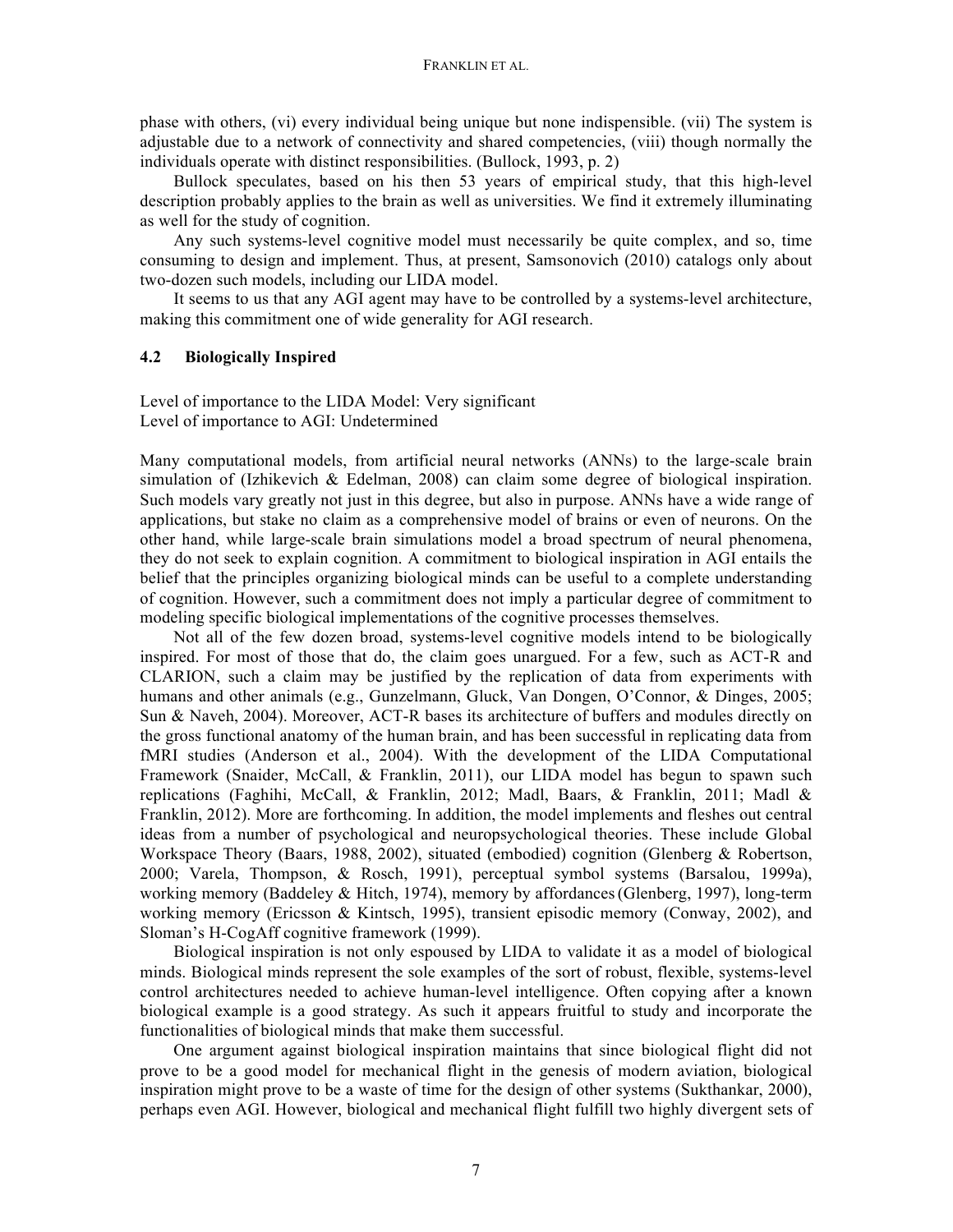phase with others, (vi) every individual being unique but none indispensible. (vii) The system is adjustable due to a network of connectivity and shared competencies, (viii) though normally the individuals operate with distinct responsibilities. (Bullock, 1993, p. 2)

Bullock speculates, based on his then 53 years of empirical study, that this high-level description probably applies to the brain as well as universities. We find it extremely illuminating as well for the study of cognition.

Any such systems-level cognitive model must necessarily be quite complex, and so, time consuming to design and implement. Thus, at present, Samsonovich (2010) catalogs only about two-dozen such models, including our LIDA model.

It seems to us that any AGI agent may have to be controlled by a systems-level architecture, making this commitment one of wide generality for AGI research.

### 4.2 Biologically Inspired

Level of importance to the LIDA Model: Very significant
Level of importance to AGI: Undetermined

Many computational models, from artificial neural networks (ANNs) to the large-scale brain simulation of (Izhikevich & Edelman, 2008) can claim some degree of biological inspiration. Such models vary greatly not just in this degree, but also in purpose. ANNs have a wide range of applications, but stake no claim as a comprehensive model of brains or even of neurons. On the other hand, while large-scale brain simulations model a broad spectrum of neural phenomena, they do not seek to explain cognition. A commitment to biological inspiration in AGI entails the belief that the principles organizing biological minds can be useful to a complete understanding of cognition. However, such a commitment does not imply a particular degree of commitment to modeling specific biological implementations of the cognitive processes themselves.

Not all of the few dozen broad, systems-level cognitive models intend to be biologically inspired. For most of those that do, the claim goes unargued. For a few, such as ACT-R and CLARION, such a claim may be justified by the replication of data from experiments with humans and other animals (e.g., Gunzelmann, Gluck, Van Dongen, O'Connor, & Dinges, 2005; Sun & Naveh, 2004). Moreover, ACT-R bases its architecture of buffers and modules directly on the gross functional anatomy of the human brain, and has been successful in replicating data from fMRI studies (Anderson et al., 2004). With the development of the LIDA Computational Framework (Snaider, McCall, & Franklin, 2011), our LIDA model has begun to spawn such replications (Faghihi, McCall, & Franklin, 2012; Madl, Baars, & Franklin, 2011; Madl & Franklin, 2012). More are forthcoming. In addition, the model implements and fleshes out central ideas from a number of psychological and neuropsychological theories. These include Global Workspace Theory (Baars, 1988, 2002), situated (embodied) cognition (Glenberg & Robertson, 2000; Varela, Thompson, & Rosch, 1991), perceptual symbol systems (Barsalou, 1999a), working memory (Baddeley & Hitch, 1974), memory by affordances (Glenberg, 1997), long-term working memory (Ericsson & Kintsch, 1995), transient episodic memory (Conway, 2002), and Sloman's H-CogAff cognitive framework (1999).

Biological inspiration is not only espoused by LIDA to validate it as a model of biological minds. Biological minds represent the sole examples of the sort of robust, flexible, systems-level control architectures needed to achieve human-level intelligence. Often copying after a known biological example is a good strategy. As such it appears fruitful to study and incorporate the functionalities of biological minds that make them successful.

One argument against biological inspiration maintains that since biological flight did not prove to be a good model for mechanical flight in the genesis of modern aviation, biological inspiration might prove to be a waste of time for the design of other systems (Sukthankar, 2000), perhaps even AGI. However, biological and mechanical flight fulfill two highly divergent sets of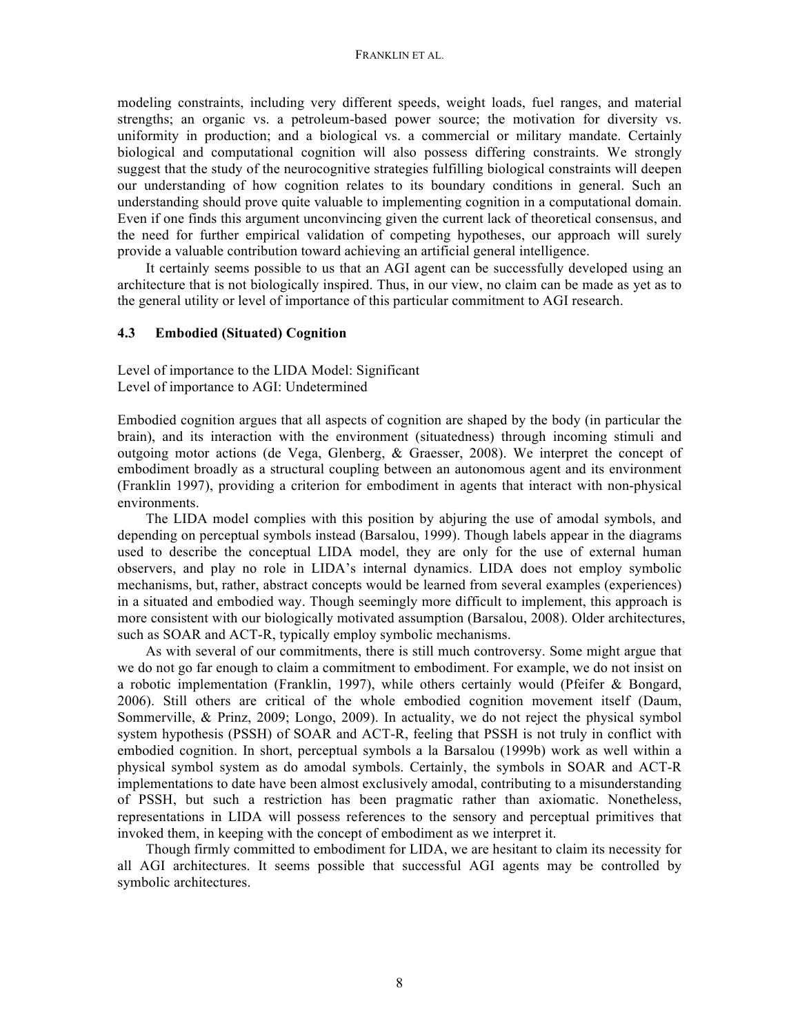modeling constraints, including very different speeds, weight loads, fuel ranges, and material strengths; an organic vs. a petroleum-based power source; the motivation for diversity vs. uniformity in production; and a biological vs. a commercial or military mandate. Certainly biological and computational cognition will also possess differing constraints. We strongly suggest that the study of the neurocognitive strategies fulfilling biological constraints will deepen our understanding of how cognition relates to its boundary conditions in general. Such an understanding should prove quite valuable to implementing cognition in a computational domain. Even if one finds this argument unconvincing given the current lack of theoretical consensus, and the need for further empirical validation of competing hypotheses, our approach will surely provide a valuable contribution toward achieving an artificial general intelligence.

It certainly seems possible to us that an AGI agent can be successfully developed using an architecture that is not biologically inspired. Thus, in our view, no claim can be made as yet as to the general utility or level of importance of this particular commitment to AGI research.

### 4.3 Embodied (Situated) Cognition

Level of importance to the LIDA Model: Significant
Level of importance to AGI: Undetermined

Embodied cognition argues that all aspects of cognition are shaped by the body (in particular the brain), and its interaction with the environment (situatedness) through incoming stimuli and outgoing motor actions (de Vega, Glenberg, & Graesser, 2008). We interpret the concept of embodiment broadly as a structural coupling between an autonomous agent and its environment (Franklin 1997), providing a criterion for embodiment in agents that interact with non-physical environments.

The LIDA model complies with this position by abjuring the use of amodal symbols, and depending on perceptual symbols instead (Barsalou, 1999). Though labels appear in the diagrams used to describe the conceptual LIDA model, they are only for the use of external human observers, and play no role in LIDA's internal dynamics. LIDA does not employ symbolic mechanisms, but, rather, abstract concepts would be learned from several examples (experiences) in a situated and embodied way. Though seemingly more difficult to implement, this approach is more consistent with our biologically motivated assumption (Barsalou, 2008). Older architectures, such as SOAR and ACT-R, typically employ symbolic mechanisms.

As with several of our commitments, there is still much controversy. Some might argue that we do not go far enough to claim a commitment to embodiment. For example, we do not insist on a robotic implementation (Franklin, 1997), while others certainly would (Pfeifer & Bongard, 2006). Still others are critical of the whole embodied cognition movement itself (Daum, Sommerville, & Prinz, 2009; Longo, 2009). In actuality, we do not reject the physical symbol system hypothesis (PSSH) of SOAR and ACT-R, feeling that PSSH is not truly in conflict with embodied cognition. In short, perceptual symbols a la Barsalou (1999b) work as well within a physical symbol system as do amodal symbols. Certainly, the symbols in SOAR and ACT-R implementations to date have been almost exclusively amodal, contributing to a misunderstanding of PSSH, but such a restriction has been pragmatic rather than axiomatic. Nonetheless, representations in LIDA will possess references to the sensory and perceptual primitives that invoked them, in keeping with the concept of embodiment as we interpret it.

Though firmly committed to embodiment for LIDA, we are hesitant to claim its necessity for all AGI architectures. It seems possible that successful AGI agents may be controlled by symbolic architectures.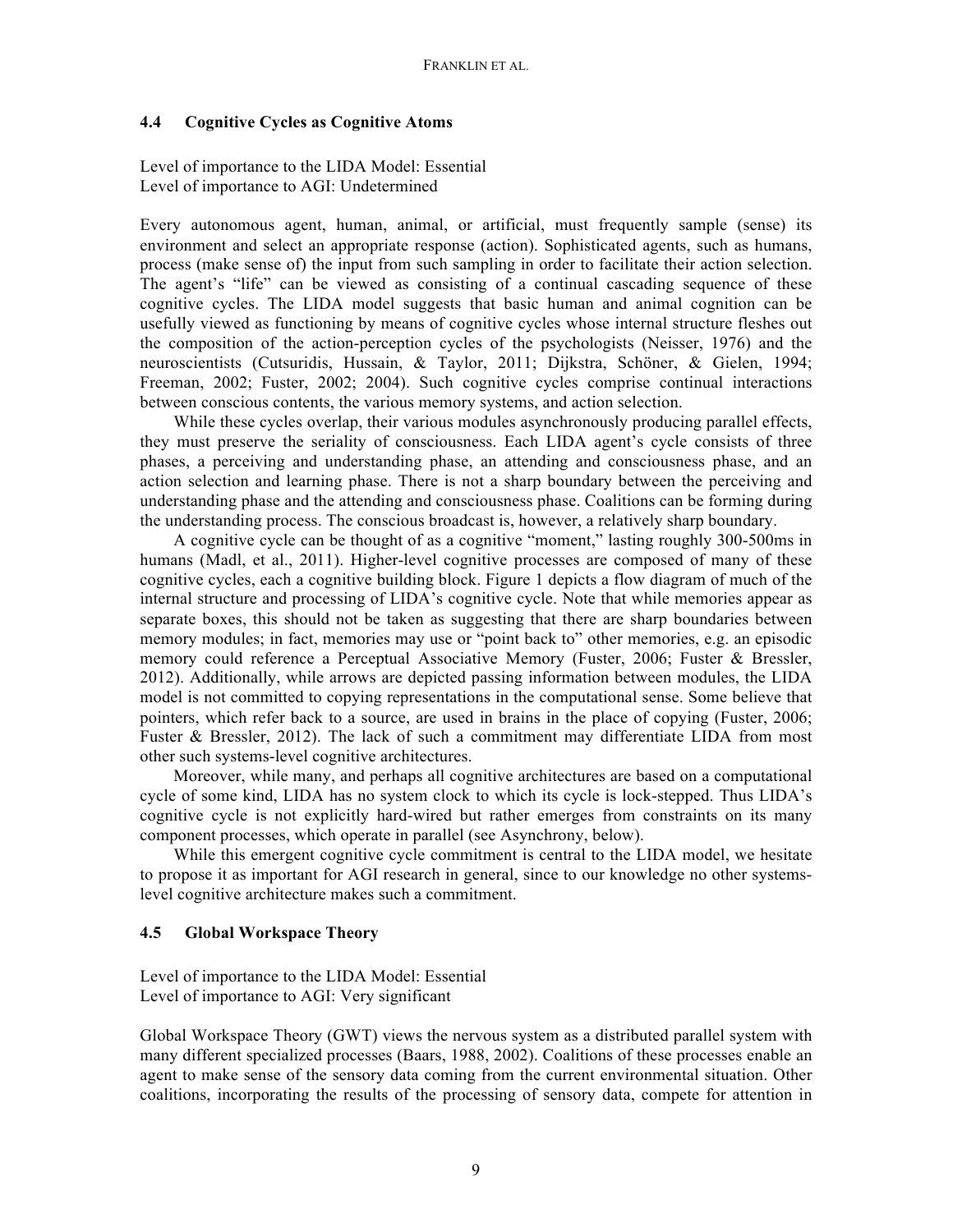### 4.4 Cognitive Cycles as Cognitive Atoms

Level of importance to the LIDA Model: Essential
Level of importance to AGI: Undetermined

Every autonomous agent, human, animal, or artificial, must frequently sample (sense) its environment and select an appropriate response (action). Sophisticated agents, such as humans, process (make sense of) the input from such sampling in order to facilitate their action selection. The agent's "life" can be viewed as consisting of a continual cascading sequence of these cognitive cycles. The LIDA model suggests that basic human and animal cognition can be usefully viewed as functioning by means of cognitive cycles whose internal structure fleshes out the composition of the action-perception cycles of the psychologists (Neisser, 1976) and the neuroscientists (Cutsuridis, Hussain, & Taylor, 2011; Dijkstra, Schöner, & Gielen, 1994; Freeman, 2002; Fuster, 2002; 2004). Such cognitive cycles comprise continual interactions between conscious contents, the various memory systems, and action selection.

While these cycles overlap, their various modules asynchronously producing parallel effects, they must preserve the seriality of consciousness. Each LIDA agent's cycle consists of three phases, a perceiving and understanding phase, an attending and consciousness phase, and an action selection and learning phase. There is not a sharp boundary between the perceiving and understanding phase and the attending and consciousness phase. Coalitions can be forming during the understanding process. The conscious broadcast is, however, a relatively sharp boundary.

A cognitive cycle can be thought of as a cognitive "moment," lasting roughly 300-500ms in humans (Madl, et al., 2011). Higher-level cognitive processes are composed of many of these cognitive cycles, each a cognitive building block. Figure 1 depicts a flow diagram of much of the internal structure and processing of LIDA's cognitive cycle. Note that while memories appear as separate boxes, this should not be taken as suggesting that there are sharp boundaries between memory modules; in fact, memories may use or "point back to" other memories, e.g. an episodic memory could reference a Perceptual Associative Memory (Fuster, 2006; Fuster & Bressler, 2012). Additionally, while arrows are depicted passing information between modules, the LIDA model is not committed to copying representations in the computational sense. Some believe that pointers, which refer back to a source, are used in brains in the place of copying (Fuster, 2006; Fuster & Bressler, 2012). The lack of such a commitment may differentiate LIDA from most other such systems-level cognitive architectures.

Moreover, while many, and perhaps all cognitive architectures are based on a computational cycle of some kind, LIDA has no system clock to which its cycle is lock-stepped. Thus LIDA's cognitive cycle is not explicitly hard-wired but rather emerges from constraints on its many component processes, which operate in parallel (see Asynchrony, below).

While this emergent cognitive cycle commitment is central to the LIDA model, we hesitate to propose it as important for AGI research in general, since to our knowledge no other systems-level cognitive architecture makes such a commitment.

### 4.5 Global Workspace Theory

Level of importance to the LIDA Model: Essential
Level of importance to AGI: Very significant

Global Workspace Theory (GWT) views the nervous system as a distributed parallel system with many different specialized processes (Baars, 1988, 2002). Coalitions of these processes enable an agent to make sense of the sensory data coming from the current environmental situation. Other coalitions, incorporating the results of the processing of sensory data, compete for attention in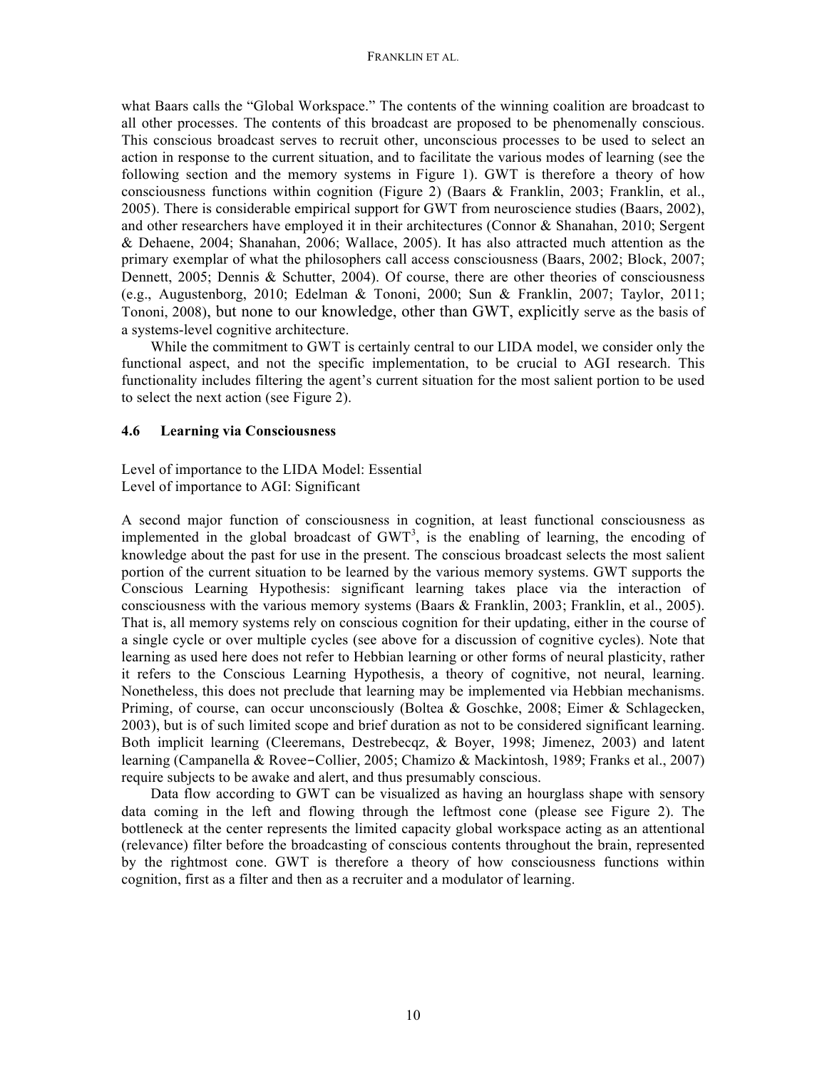what Baars calls the "Global Workspace." The contents of the winning coalition are broadcast to all other processes. The contents of this broadcast are proposed to be phenomenally conscious. This conscious broadcast serves to recruit other, unconscious processes to be used to select an action in response to the current situation, and to facilitate the various modes of learning (see the following section and the memory systems in Figure 1). GWT is therefore a theory of how consciousness functions within cognition (Figure 2) (Baars & Franklin, 2003; Franklin, et al., 2005). There is considerable empirical support for GWT from neuroscience studies (Baars, 2002), and other researchers have employed it in their architectures (Connor & Shanahan, 2010; Sergent & Dehaene, 2004; Shanahan, 2006; Wallace, 2005). It has also attracted much attention as the primary exemplar of what the philosophers call access consciousness (Baars, 2002; Block, 2007; Dennett, 2005; Dennis & Schutter, 2004). Of course, there are other theories of consciousness (e.g., Augustenborg, 2010; Edelman & Tononi, 2000; Sun & Franklin, 2007; Taylor, 2011; Tononi, 2008), but none to our knowledge, other than GWT, explicitly serve as the basis of a systems-level cognitive architecture.

While the commitment to GWT is certainly central to our LIDA model, we consider only the functional aspect, and not the specific implementation, to be crucial to AGI research. This functionality includes filtering the agent's current situation for the most salient portion to be used to select the next action (see Figure 2).

### 4.6 Learning via Consciousness

Level of importance to the LIDA Model: Essential
Level of importance to AGI: Significant

A second major function of consciousness in cognition, at least functional consciousness as implemented in the global broadcast of GWT[3], is the enabling of learning, the encoding of knowledge about the past for use in the present. The conscious broadcast selects the most salient portion of the current situation to be learned by the various memory systems. GWT supports the Conscious Learning Hypothesis: significant learning takes place via the interaction of consciousness with the various memory systems (Baars & Franklin, 2003; Franklin, et al., 2005). That is, all memory systems rely on conscious cognition for their updating, either in the course of a single cycle or over multiple cycles (see above for a discussion of cognitive cycles). Note that learning as used here does not refer to Hebbian learning or other forms of neural plasticity, rather it refers to the Conscious Learning Hypothesis, a theory of cognitive, not neural, learning. Nonetheless, this does not preclude that learning may be implemented via Hebbian mechanisms. Priming, of course, can occur unconsciously (Boltea & Goschke, 2008; Eimer & Schlagecken, 2003), but is of such limited scope and brief duration as not to be considered significant learning. Both implicit learning (Cleeremans, Destrebecqz, & Boyer, 1998; Jimenez, 2003) and latent learning (Campanella & Rovee−Collier, 2005; Chamizo & Mackintosh, 1989; Franks et al., 2007) require subjects to be awake and alert, and thus presumably conscious.

Data flow according to GWT can be visualized as having an hourglass shape with sensory data coming in the left and flowing through the leftmost cone (please see Figure 2). The bottleneck at the center represents the limited capacity global workspace acting as an attentional (relevance) filter before the broadcasting of conscious contents throughout the brain, represented by the rightmost cone. GWT is therefore a theory of how consciousness functions within cognition, first as a filter and then as a recruiter and a modulator of learning.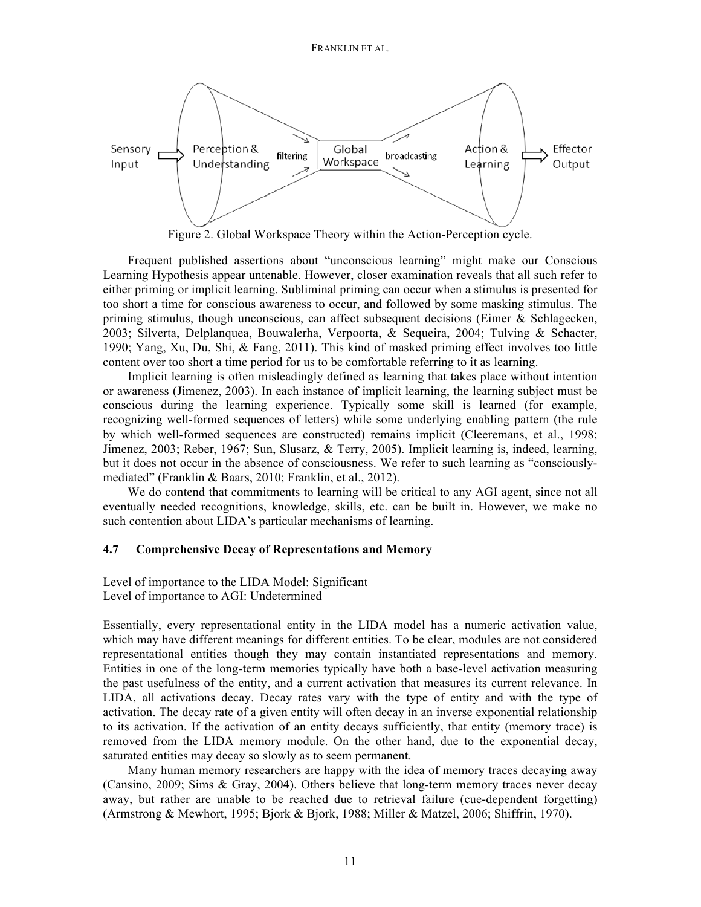Figure 2. Global Workspace Theory within the Action-Perception cycle.

Frequent published assertions about "unconscious learning" might make our Conscious Learning Hypothesis appear untenable. However, closer examination reveals that all such refer to either priming or implicit learning. Subliminal priming can occur when a stimulus is presented for too short a time for conscious awareness to occur, and followed by some masking stimulus. The priming stimulus, though unconscious, can affect subsequent decisions (Eimer & Schlagecken, 2003; Silverta, Delplanquea, Bouwalerha, Verpoorta, & Sequeira, 2004; Tulving & Schacter, 1990; Yang, Xu, Du, Shi, & Fang, 2011). This kind of masked priming effect involves too little content over too short a time period for us to be comfortable referring to it as learning.

Implicit learning is often misleadingly defined as learning that takes place without intention or awareness (Jimenez, 2003). In each instance of implicit learning, the learning subject must be conscious during the learning experience. Typically some skill is learned (for example, recognizing well-formed sequences of letters) while some underlying enabling pattern (the rule by which well-formed sequences are constructed) remains implicit (Cleeremans, et al., 1998; Jimenez, 2003; Reber, 1967; Sun, Slusarz, & Terry, 2005). Implicit learning is, indeed, learning, but it does not occur in the absence of consciousness. We refer to such learning as "consciously-mediated" (Franklin & Baars, 2010; Franklin, et al., 2012).

We do contend that commitments to learning will be critical to any AGI agent, since not all eventually needed recognitions, knowledge, skills, etc. can be built in. However, we make no such contention about LIDA's particular mechanisms of learning.

### 4.7 Comprehensive Decay of Representations and Memory

Level of importance to the LIDA Model: Significant
Level of importance to AGI: Undetermined

Essentially, every representational entity in the LIDA model has a numeric activation value, which may have different meanings for different entities. To be clear, modules are not considered representational entities though they may contain instantiated representations and memory. Entities in one of the long-term memories typically have both a base-level activation measuring the past usefulness of the entity, and a current activation that measures its current relevance. In LIDA, all activations decay. Decay rates vary with the type of entity and with the type of activation. The decay rate of a given entity will often decay in an inverse exponential relationship to its activation. If the activation of an entity decays sufficiently, that entity (memory trace) is removed from the LIDA memory module. On the other hand, due to the exponential decay, saturated entities may decay so slowly as to seem permanent.

Many human memory researchers are happy with the idea of memory traces decaying away (Cansino, 2009; Sims & Gray, 2004). Others believe that long-term memory traces never decay away, but rather are unable to be reached due to retrieval failure (cue-dependent forgetting) (Armstrong & Mewhort, 1995; Bjork & Bjork, 1988; Miller & Matzel, 2006; Shiffrin, 1970).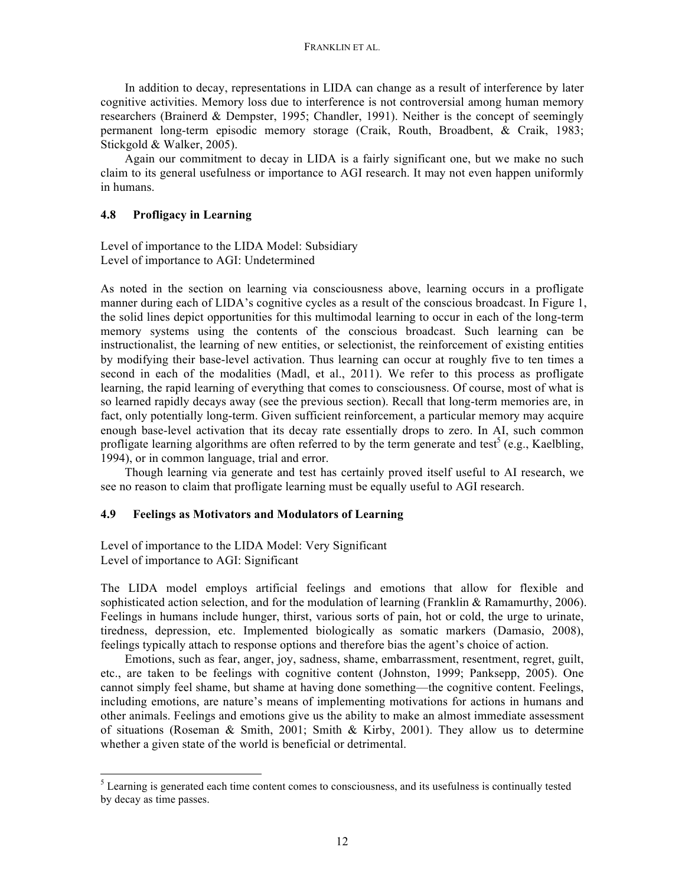In addition to decay, representations in LIDA can change as a result of interference by later cognitive activities. Memory loss due to interference is not controversial among human memory researchers (Brainerd & Dempster, 1995; Chandler, 1991). Neither is the concept of seemingly permanent long-term episodic memory storage (Craik, Routh, Broadbent, & Craik, 1983; Stickgold & Walker, 2005).

Again our commitment to decay in LIDA is a fairly significant one, but we make no such claim to its general usefulness or importance to AGI research. It may not even happen uniformly in humans.

### 4.8 Profligacy in Learning

Level of importance to the LIDA Model: Subsidiary
Level of importance to AGI: Undetermined

As noted in the section on learning via consciousness above, learning occurs in a profligate manner during each of LIDA's cognitive cycles as a result of the conscious broadcast. In Figure 1, the solid lines depict opportunities for this multimodal learning to occur in each of the long-term memory systems using the contents of the conscious broadcast. Such learning can be instructionalist, the learning of new entities, or selectionist, the reinforcement of existing entities by modifying their base-level activation. Thus learning can occur at roughly five to ten times a second in each of the modalities (Madl, et al., 2011). We refer to this process as profligate learning, the rapid learning of everything that comes to consciousness. Of course, most of what is so learned rapidly decays away (see the previous section). Recall that long-term memories are, in fact, only potentially long-term. Given sufficient reinforcement, a particular memory may acquire enough base-level activation that its decay rate essentially drops to zero. In AI, such common profligate learning algorithms are often referred to by the term generate and test[5] (e.g., Kaelbling, 1994), or in common language, trial and error.

Though learning via generate and test has certainly proved itself useful to AI research, we see no reason to claim that profligate learning must be equally useful to AGI research.

### 4.9 Feelings as Motivators and Modulators of Learning

Level of importance to the LIDA Model: Very Significant
Level of importance to AGI: Significant

The LIDA model employs artificial feelings and emotions that allow for flexible and sophisticated action selection, and for the modulation of learning (Franklin & Ramamurthy, 2006). Feelings in humans include hunger, thirst, various sorts of pain, hot or cold, the urge to urinate, tiredness, depression, etc. Implemented biologically as somatic markers (Damasio, 2008), feelings typically attach to response options and therefore bias the agent's choice of action.

Emotions, such as fear, anger, joy, sadness, shame, embarrassment, resentment, regret, guilt, etc., are taken to be feelings with cognitive content (Johnston, 1999; Panksepp, 2005). One cannot simply feel shame, but shame at having done something—the cognitive content. Feelings, including emotions, are nature's means of implementing motivations for actions in humans and other animals. Feelings and emotions give us the ability to make an almost immediate assessment of situations (Roseman & Smith, 2001; Smith & Kirby, 2001). They allow us to determine whether a given state of the world is beneficial or detrimental.

---

[5] Learning is generated each time content comes to consciousness, and its usefulness is continually tested by decay as time passes.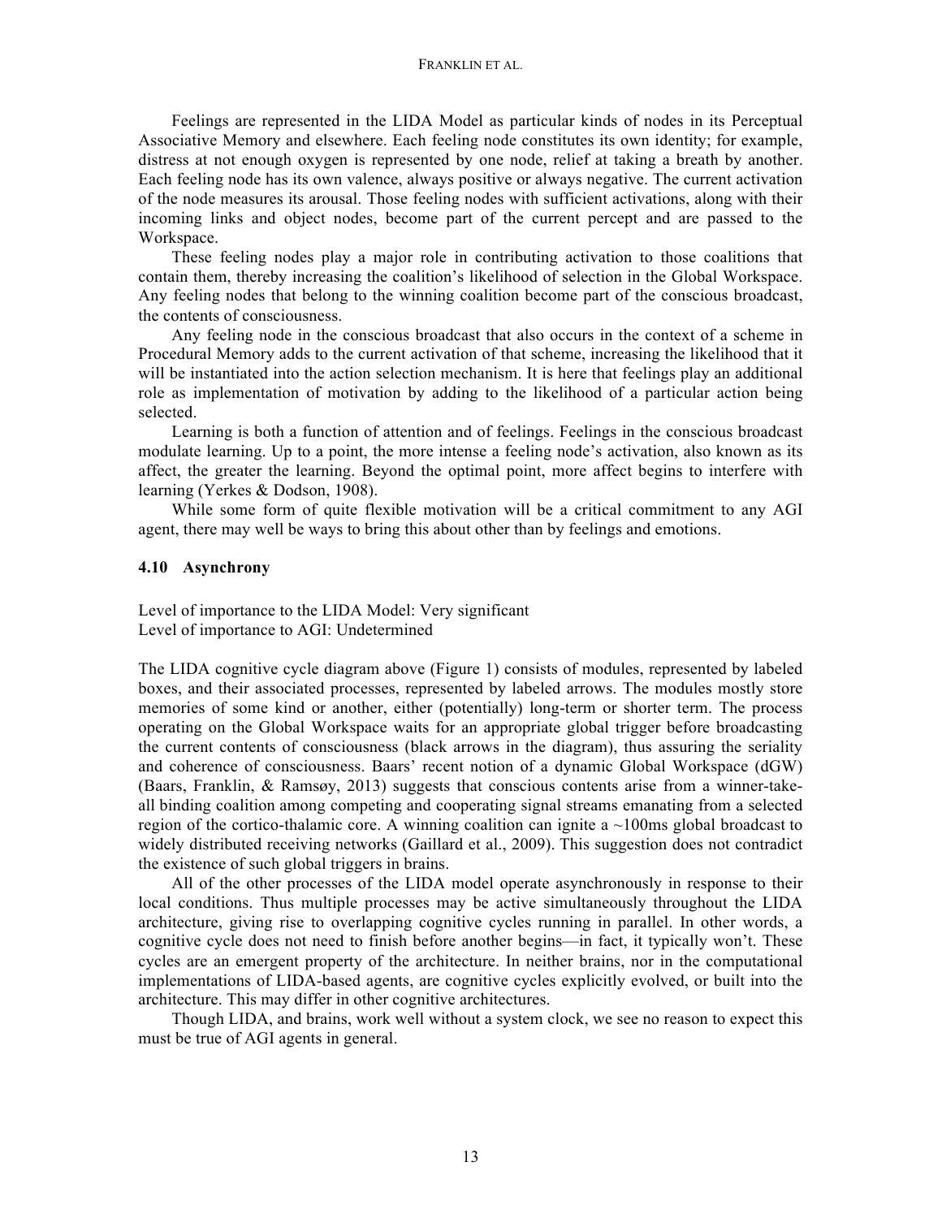Feelings are represented in the LIDA Model as particular kinds of nodes in its Perceptual Associative Memory and elsewhere. Each feeling node constitutes its own identity; for example, distress at not enough oxygen is represented by one node, relief at taking a breath by another. Each feeling node has its own valence, always positive or always negative. The current activation of the node measures its arousal. Those feeling nodes with sufficient activations, along with their incoming links and object nodes, become part of the current percept and are passed to the Workspace.

These feeling nodes play a major role in contributing activation to those coalitions that contain them, thereby increasing the coalition's likelihood of selection in the Global Workspace. Any feeling nodes that belong to the winning coalition become part of the conscious broadcast, the contents of consciousness.

Any feeling node in the conscious broadcast that also occurs in the context of a scheme in Procedural Memory adds to the current activation of that scheme, increasing the likelihood that it will be instantiated into the action selection mechanism. It is here that feelings play an additional role as implementation of motivation by adding to the likelihood of a particular action being selected.

Learning is both a function of attention and of feelings. Feelings in the conscious broadcast modulate learning. Up to a point, the more intense a feeling node's activation, also known as its affect, the greater the learning. Beyond the optimal point, more affect begins to interfere with learning (Yerkes & Dodson, 1908).

While some form of quite flexible motivation will be a critical commitment to any AGI agent, there may well be ways to bring this about other than by feelings and emotions.

### 4.10 Asynchrony

Level of importance to the LIDA Model: Very significant
Level of importance to AGI: Undetermined

The LIDA cognitive cycle diagram above (Figure 1) consists of modules, represented by labeled boxes, and their associated processes, represented by labeled arrows. The modules mostly store memories of some kind or another, either (potentially) long-term or shorter term. The process operating on the Global Workspace waits for an appropriate global trigger before broadcasting the current contents of consciousness (black arrows in the diagram), thus assuring the seriality and coherence of consciousness. Baars' recent notion of a dynamic Global Workspace (dGW) (Baars, Franklin, & Ramsøy, 2013) suggests that conscious contents arise from a winner-take-all binding coalition among competing and cooperating signal streams emanating from a selected region of the cortico-thalamic core. A winning coalition can ignite a ~100ms global broadcast to widely distributed receiving networks (Gaillard et al., 2009). This suggestion does not contradict the existence of such global triggers in brains.

All of the other processes of the LIDA model operate asynchronously in response to their local conditions. Thus multiple processes may be active simultaneously throughout the LIDA architecture, giving rise to overlapping cognitive cycles running in parallel. In other words, a cognitive cycle does not need to finish before another begins—in fact, it typically won't. These cycles are an emergent property of the architecture. In neither brains, nor in the computational implementations of LIDA-based agents, are cognitive cycles explicitly evolved, or built into the architecture. This may differ in other cognitive architectures.

Though LIDA, and brains, work well without a system clock, we see no reason to expect this must be true of AGI agents in general.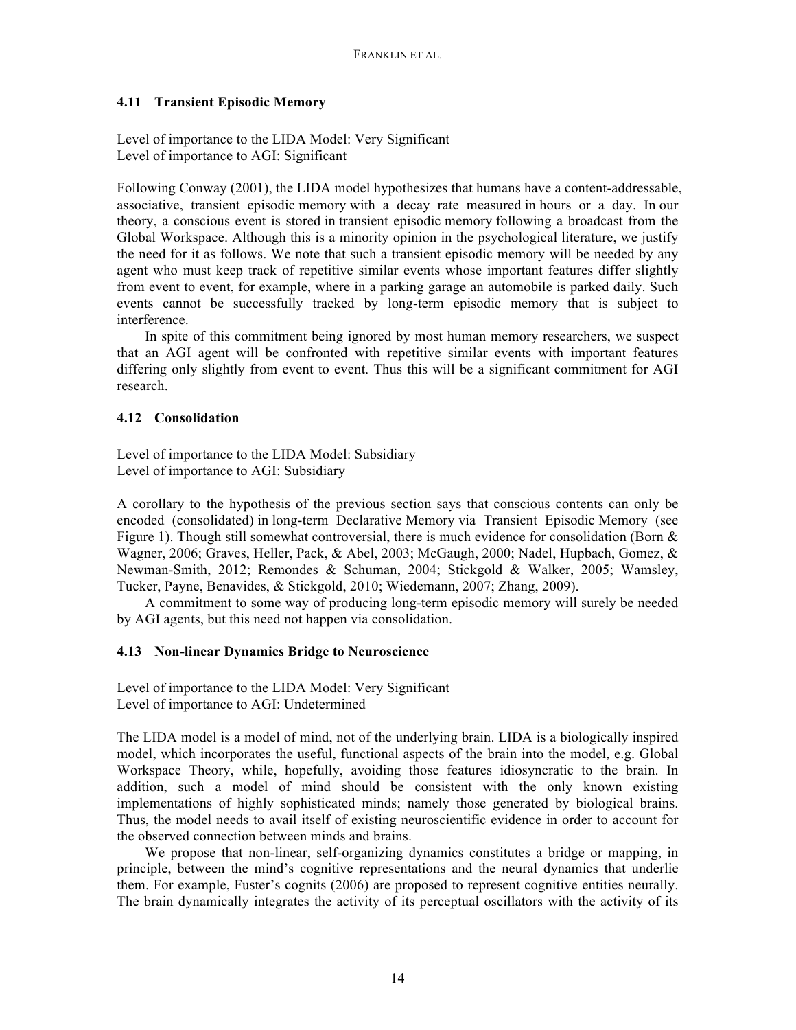### 4.11 Transient Episodic Memory

Level of importance to the LIDA Model: Very Significant
Level of importance to AGI: Significant

Following Conway (2001), the LIDA model hypothesizes that humans have a content-addressable, associative, transient episodic memory with a decay rate measured in hours or a day. In our theory, a conscious event is stored in transient episodic memory following a broadcast from the Global Workspace. Although this is a minority opinion in the psychological literature, we justify the need for it as follows. We note that such a transient episodic memory will be needed by any agent who must keep track of repetitive similar events whose important features differ slightly from event to event, for example, where in a parking garage an automobile is parked daily. Such events cannot be successfully tracked by long-term episodic memory that is subject to interference.

In spite of this commitment being ignored by most human memory researchers, we suspect that an AGI agent will be confronted with repetitive similar events with important features differing only slightly from event to event. Thus this will be a significant commitment for AGI research.

### 4.12 Consolidation

Level of importance to the LIDA Model: Subsidiary
Level of importance to AGI: Subsidiary

A corollary to the hypothesis of the previous section says that conscious contents can only be encoded (consolidated) in long-term Declarative Memory via Transient Episodic Memory (see Figure 1). Though still somewhat controversial, there is much evidence for consolidation (Born & Wagner, 2006; Graves, Heller, Pack, & Abel, 2003; McGaugh, 2000; Nadel, Hupbach, Gomez, & Newman-Smith, 2012; Remondes & Schuman, 2004; Stickgold & Walker, 2005; Wamsley, Tucker, Payne, Benavides, & Stickgold, 2010; Wiedemann, 2007; Zhang, 2009).

A commitment to some way of producing long-term episodic memory will surely be needed by AGI agents, but this need not happen via consolidation.

### 4.13 Non-linear Dynamics Bridge to Neuroscience

Level of importance to the LIDA Model: Very Significant
Level of importance to AGI: Undetermined

The LIDA model is a model of mind, not of the underlying brain. LIDA is a biologically inspired model, which incorporates the useful, functional aspects of the brain into the model, e.g. Global Workspace Theory, while, hopefully, avoiding those features idiosyncratic to the brain. In addition, such a model of mind should be consistent with the only known existing implementations of highly sophisticated minds; namely those generated by biological brains. Thus, the model needs to avail itself of existing neuroscientific evidence in order to account for the observed connection between minds and brains.

We propose that non-linear, self-organizing dynamics constitutes a bridge or mapping, in principle, between the mind's cognitive representations and the neural dynamics that underlie them. For example, Fuster's cognits (2006) are proposed to represent cognitive entities neurally. The brain dynamically integrates the activity of its perceptual oscillators with the activity of its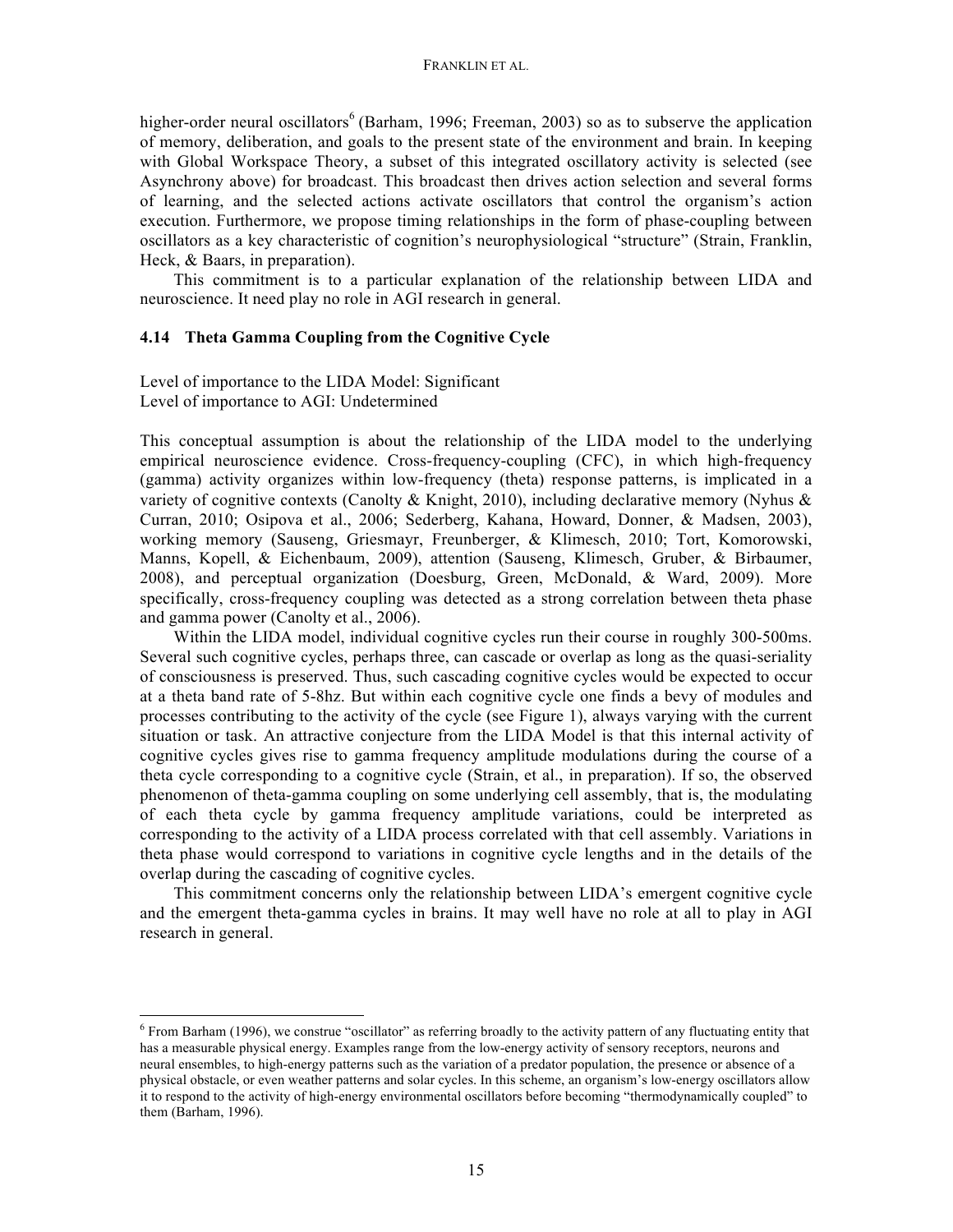higher-order neural oscillators[6] (Barham, 1996; Freeman, 2003) so as to subserve the application of memory, deliberation, and goals to the present state of the environment and brain. In keeping with Global Workspace Theory, a subset of this integrated oscillatory activity is selected (see Asynchrony above) for broadcast. This broadcast then drives action selection and several forms of learning, and the selected actions activate oscillators that control the organism's action execution. Furthermore, we propose timing relationships in the form of phase-coupling between oscillators as a key characteristic of cognition's neurophysiological "structure" (Strain, Franklin, Heck, & Baars, in preparation).

This commitment is to a particular explanation of the relationship between LIDA and neuroscience. It need play no role in AGI research in general.

### 4.14 Theta Gamma Coupling from the Cognitive Cycle

Level of importance to the LIDA Model: Significant
Level of importance to AGI: Undetermined

This conceptual assumption is about the relationship of the LIDA model to the underlying empirical neuroscience evidence. Cross-frequency-coupling (CFC), in which high-frequency (gamma) activity organizes within low-frequency (theta) response patterns, is implicated in a variety of cognitive contexts (Canolty & Knight, 2010), including declarative memory (Nyhus & Curran, 2010; Osipova et al., 2006; Sederberg, Kahana, Howard, Donner, & Madsen, 2003), working memory (Sauseng, Griesmayr, Freunberger, & Klimesch, 2010; Tort, Komorowski, Manns, Kopell, & Eichenbaum, 2009), attention (Sauseng, Klimesch, Gruber, & Birbaumer, 2008), and perceptual organization (Doesburg, Green, McDonald, & Ward, 2009). More specifically, cross-frequency coupling was detected as a strong correlation between theta phase and gamma power (Canolty et al., 2006).

Within the LIDA model, individual cognitive cycles run their course in roughly 300-500ms. Several such cognitive cycles, perhaps three, can cascade or overlap as long as the quasi-seriality of consciousness is preserved. Thus, such cascading cognitive cycles would be expected to occur at a theta band rate of 5-8hz. But within each cognitive cycle one finds a bevy of modules and processes contributing to the activity of the cycle (see Figure 1), always varying with the current situation or task. An attractive conjecture from the LIDA Model is that this internal activity of cognitive cycles gives rise to gamma frequency amplitude modulations during the course of a theta cycle corresponding to a cognitive cycle (Strain, et al., in preparation). If so, the observed phenomenon of theta-gamma coupling on some underlying cell assembly, that is, the modulating of each theta cycle by gamma frequency amplitude variations, could be interpreted as corresponding to the activity of a LIDA process correlated with that cell assembly. Variations in theta phase would correspond to variations in cognitive cycle lengths and in the details of the overlap during the cascading of cognitive cycles.

This commitment concerns only the relationship between LIDA's emergent cognitive cycle and the emergent theta-gamma cycles in brains. It may well have no role at all to play in AGI research in general.

---

[6] From Barham (1996), we construe "oscillator" as referring broadly to the activity pattern of any fluctuating entity that has a measurable physical energy. Examples range from the low-energy activity of sensory receptors, neurons and neural ensembles, to high-energy patterns such as the variation of a predator population, the presence or absence of a physical obstacle, or even weather patterns and solar cycles. In this scheme, an organism's low-energy oscillators allow it to respond to the activity of high-energy environmental oscillators before becoming "thermodynamically coupled" to them (Barham, 1996).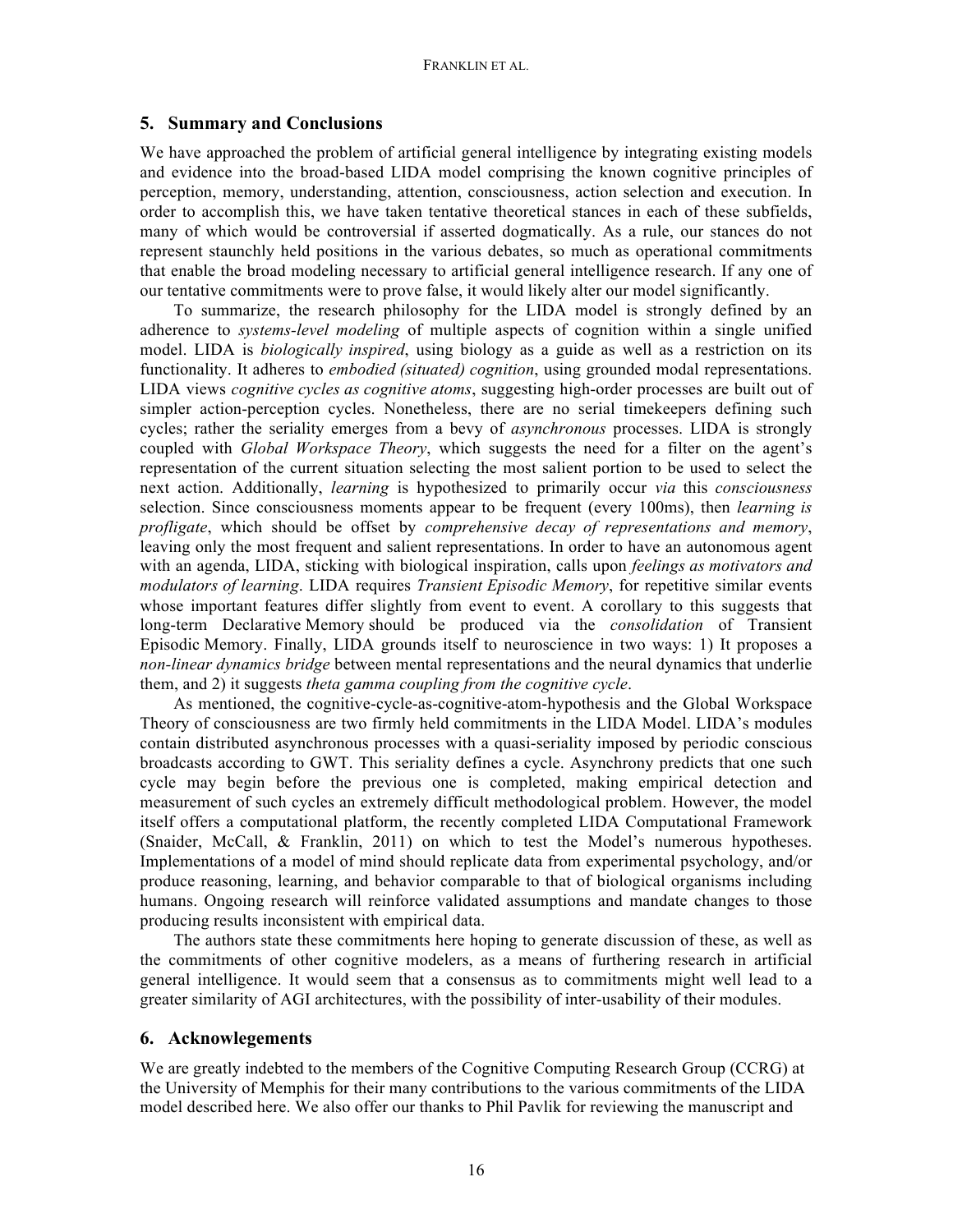## 5. Summary and Conclusions

We have approached the problem of artificial general intelligence by integrating existing models and evidence into the broad-based LIDA model comprising the known cognitive principles of perception, memory, understanding, attention, consciousness, action selection and execution. In order to accomplish this, we have taken tentative theoretical stances in each of these subfields, many of which would be controversial if asserted dogmatically. As a rule, our stances do not represent staunchly held positions in the various debates, so much as operational commitments that enable the broad modeling necessary to artificial general intelligence research. If any one of our tentative commitments were to prove false, it would likely alter our model significantly.

To summarize, the research philosophy for the LIDA model is strongly defined by an adherence to *systems-level modeling* of multiple aspects of cognition within a single unified model. LIDA is *biologically inspired*, using biology as a guide as well as a restriction on its functionality. It adheres to *embodied (situated) cognition*, using grounded modal representations. LIDA views *cognitive cycles as cognitive atoms*, suggesting high-order processes are built out of simpler action-perception cycles. Nonetheless, there are no serial timekeepers defining such cycles; rather the seriality emerges from a bevy of *asynchronous* processes. LIDA is strongly coupled with *Global Workspace Theory*, which suggests the need for a filter on the agent's representation of the current situation selecting the most salient portion to be used to select the next action. Additionally, *learning* is hypothesized to primarily occur *via* this *consciousness* selection. Since consciousness moments appear to be frequent (every 100ms), then *learning is profligate*, which should be offset by *comprehensive decay of representations and memory*, leaving only the most frequent and salient representations. In order to have an autonomous agent with an agenda, LIDA, sticking with biological inspiration, calls upon *feelings as motivators and modulators of learning*. LIDA requires *Transient Episodic Memory*, for repetitive similar events whose important features differ slightly from event to event. A corollary to this suggests that long-term Declarative Memory should be produced via the *consolidation* of Transient Episodic Memory. Finally, LIDA grounds itself to neuroscience in two ways: 1) It proposes a *non-linear dynamics bridge* between mental representations and the neural dynamics that underlie them, and 2) it suggests *theta gamma coupling from the cognitive cycle*.

As mentioned, the cognitive-cycle-as-cognitive-atom-hypothesis and the Global Workspace Theory of consciousness are two firmly held commitments in the LIDA Model. LIDA's modules contain distributed asynchronous processes with a quasi-seriality imposed by periodic conscious broadcasts according to GWT. This seriality defines a cycle. Asynchrony predicts that one such cycle may begin before the previous one is completed, making empirical detection and measurement of such cycles an extremely difficult methodological problem. However, the model itself offers a computational platform, the recently completed LIDA Computational Framework (Snaider, McCall, & Franklin, 2011) on which to test the Model's numerous hypotheses. Implementations of a model of mind should replicate data from experimental psychology, and/or produce reasoning, learning, and behavior comparable to that of biological organisms including humans. Ongoing research will reinforce validated assumptions and mandate changes to those producing results inconsistent with empirical data.

The authors state these commitments here hoping to generate discussion of these, as well as the commitments of other cognitive modelers, as a means of furthering research in artificial general intelligence. It would seem that a consensus as to commitments might well lead to a greater similarity of AGI architectures, with the possibility of inter-usability of their modules.

## 6. Acknowlegements

We are greatly indebted to the members of the Cognitive Computing Research Group (CCRG) at the University of Memphis for their many contributions to the various commitments of the LIDA model described here. We also offer our thanks to Phil Pavlik for reviewing the manuscript and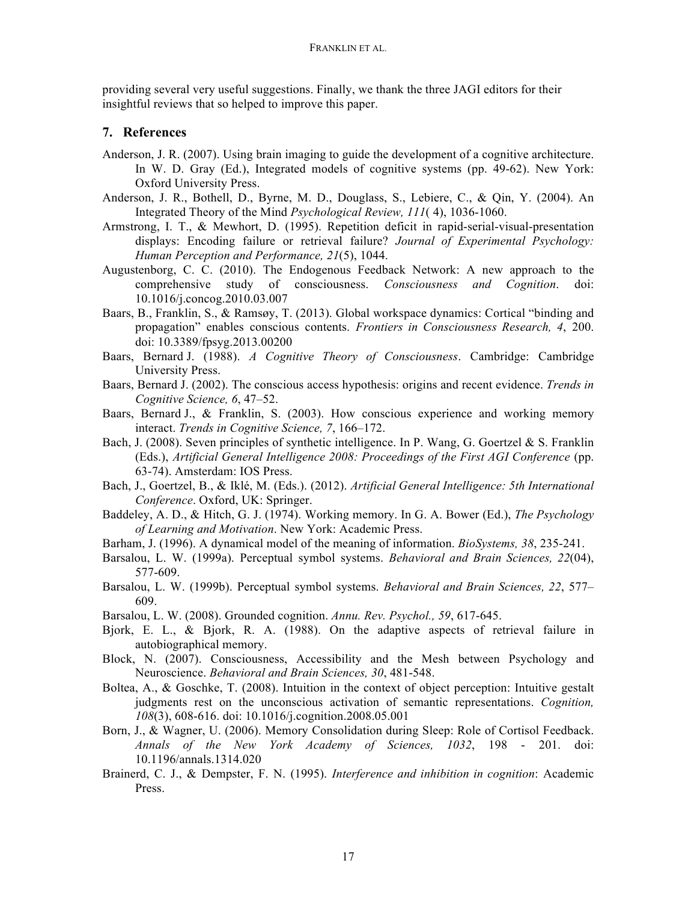providing several very useful suggestions. Finally, we thank the three JAGI editors for their insightful reviews that so helped to improve this paper.

## 7. References

Anderson, J. R. (2007). Using brain imaging to guide the development of a cognitive architecture. In W. D. Gray (Ed.), Integrated models of cognitive systems (pp. 49-62). New York: Oxford University Press.

Anderson, J. R., Bothell, D., Byrne, M. D., Douglass, S., Lebiere, C., & Qin, Y. (2004). An Integrated Theory of the Mind *Psychological Review, 111*( 4), 1036-1060.

Armstrong, I. T., & Mewhort, D. (1995). Repetition deficit in rapid-serial-visual-presentation displays: Encoding failure or retrieval failure? *Journal of Experimental Psychology: Human Perception and Performance, 21*(5), 1044.

Augustenborg, C. C. (2010). The Endogenous Feedback Network: A new approach to the comprehensive study of consciousness. *Consciousness and Cognition*. doi: 10.1016/j.concog.2010.03.007

Baars, B., Franklin, S., & Ramsøy, T. (2013). Global workspace dynamics: Cortical "binding and propagation" enables conscious contents. *Frontiers in Consciousness Research, 4*, 200. doi: 10.3389/fpsyg.2013.00200

Baars, Bernard J. (1988). *A Cognitive Theory of Consciousness*. Cambridge: Cambridge University Press.

Baars, Bernard J. (2002). The conscious access hypothesis: origins and recent evidence. *Trends in Cognitive Science, 6*, 47–52.

Baars, Bernard J., & Franklin, S. (2003). How conscious experience and working memory interact. *Trends in Cognitive Science, 7*, 166–172.

Bach, J. (2008). Seven principles of synthetic intelligence. In P. Wang, G. Goertzel & S. Franklin (Eds.), *Artificial General Intelligence 2008: Proceedings of the First AGI Conference* (pp. 63-74). Amsterdam: IOS Press.

Bach, J., Goertzel, B., & Iklé, M. (Eds.). (2012). *Artificial General Intelligence: 5th International Conference*. Oxford, UK: Springer.

Baddeley, A. D., & Hitch, G. J. (1974). Working memory. In G. A. Bower (Ed.), *The Psychology of Learning and Motivation*. New York: Academic Press.

Barham, J. (1996). A dynamical model of the meaning of information. *BioSystems, 38*, 235-241.

Barsalou, L. W. (1999a). Perceptual symbol systems. *Behavioral and Brain Sciences, 22*(04), 577-609.

Barsalou, L. W. (1999b). Perceptual symbol systems. *Behavioral and Brain Sciences, 22*, 577–609.

Barsalou, L. W. (2008). Grounded cognition. *Annu. Rev. Psychol., 59*, 617-645.

Bjork, E. L., & Bjork, R. A. (1988). On the adaptive aspects of retrieval failure in autobiographical memory.

Block, N. (2007). Consciousness, Accessibility and the Mesh between Psychology and Neuroscience. *Behavioral and Brain Sciences, 30*, 481-548.

Boltea, A., & Goschke, T. (2008). Intuition in the context of object perception: Intuitive gestalt judgments rest on the unconscious activation of semantic representations. *Cognition, 108*(3), 608-616. doi: 10.1016/j.cognition.2008.05.001

Born, J., & Wagner, U. (2006). Memory Consolidation during Sleep: Role of Cortisol Feedback. *Annals of the New York Academy of Sciences, 1032*, 198 - 201. doi: 10.1196/annals.1314.020

Brainerd, C. J., & Dempster, F. N. (1995). *Interference and inhibition in cognition*: Academic Press.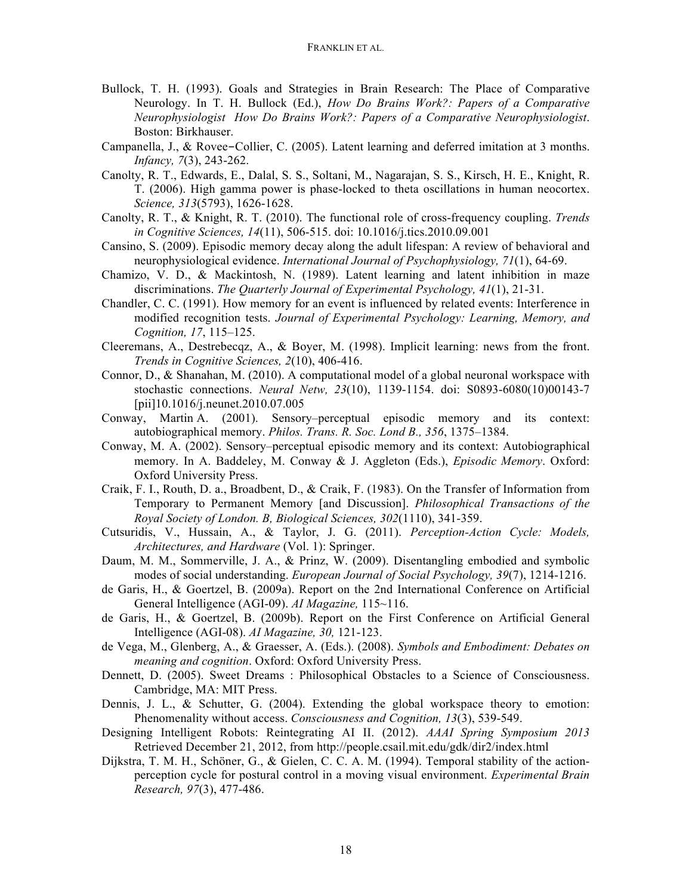Bullock, T. H. (1993). Goals and Strategies in Brain Research: The Place of Comparative Neurology. In T. H. Bullock (Ed.), *How Do Brains Work?: Papers of a Comparative Neurophysiologist How Do Brains Work?: Papers of a Comparative Neurophysiologist*. Boston: Birkhauser.

Campanella, J., & Rovee‐Collier, C. (2005). Latent learning and deferred imitation at 3 months. *Infancy, 7*(3), 243-262.

Canolty, R. T., Edwards, E., Dalal, S. S., Soltani, M., Nagarajan, S. S., Kirsch, H. E., Knight, R. T. (2006). High gamma power is phase-locked to theta oscillations in human neocortex. *Science, 313*(5793), 1626-1628.

Canolty, R. T., & Knight, R. T. (2010). The functional role of cross-frequency coupling. *Trends in Cognitive Sciences, 14*(11), 506-515. doi: 10.1016/j.tics.2010.09.001

Cansino, S. (2009). Episodic memory decay along the adult lifespan: A review of behavioral and neurophysiological evidence. *International Journal of Psychophysiology, 71*(1), 64-69.

Chamizo, V. D., & Mackintosh, N. (1989). Latent learning and latent inhibition in maze discriminations. *The Quarterly Journal of Experimental Psychology, 41*(1), 21-31.

Chandler, C. C. (1991). How memory for an event is influenced by related events: Interference in modified recognition tests. *Journal of Experimental Psychology: Learning, Memory, and Cognition, 17*, 115–125.

Cleeremans, A., Destrebecqz, A., & Boyer, M. (1998). Implicit learning: news from the front. *Trends in Cognitive Sciences, 2*(10), 406-416.

Connor, D., & Shanahan, M. (2010). A computational model of a global neuronal workspace with stochastic connections. *Neural Netw, 23*(10), 1139-1154. doi: S0893-6080(10)00143-7 [pii]10.1016/j.neunet.2010.07.005

Conway, Martin A. (2001). Sensory–perceptual episodic memory and its context: autobiographical memory. *Philos. Trans. R. Soc. Lond B., 356*, 1375–1384.

Conway, M. A. (2002). Sensory–perceptual episodic memory and its context: Autobiographical memory. In A. Baddeley, M. Conway & J. Aggleton (Eds.), *Episodic Memory*. Oxford: Oxford University Press.

Craik, F. I., Routh, D. a., Broadbent, D., & Craik, F. (1983). On the Transfer of Information from Temporary to Permanent Memory [and Discussion]. *Philosophical Transactions of the Royal Society of London. B, Biological Sciences, 302*(1110), 341-359.

Cutsuridis, V., Hussain, A., & Taylor, J. G. (2011). *Perception-Action Cycle: Models, Architectures, and Hardware* (Vol. 1): Springer.

Daum, M. M., Sommerville, J. A., & Prinz, W. (2009). Disentangling embodied and symbolic modes of social understanding. *European Journal of Social Psychology, 39*(7), 1214-1216.

de Garis, H., & Goertzel, B. (2009a). Report on the 2nd International Conference on Artificial General Intelligence (AGI-09). *AI Magazine,* 115~116.

de Garis, H., & Goertzel, B. (2009b). Report on the First Conference on Artificial General Intelligence (AGI-08). *AI Magazine, 30,* 121-123.

de Vega, M., Glenberg, A., & Graesser, A. (Eds.). (2008). *Symbols and Embodiment: Debates on meaning and cognition*. Oxford: Oxford University Press.

Dennett, D. (2005). Sweet Dreams : Philosophical Obstacles to a Science of Consciousness. Cambridge, MA: MIT Press.

Dennis, J. L., & Schutter, G. (2004). Extending the global workspace theory to emotion: Phenomenality without access. *Consciousness and Cognition, 13*(3), 539-549.

Designing Intelligent Robots: Reintegrating AI II. (2012). *AAAI Spring Symposium 2013* Retrieved December 21, 2012, from http://people.csail.mit.edu/gdk/dir2/index.html

Dijkstra, T. M. H., Schöner, G., & Gielen, C. C. A. M. (1994). Temporal stability of the action-perception cycle for postural control in a moving visual environment. *Experimental Brain Research, 97*(3), 477-486.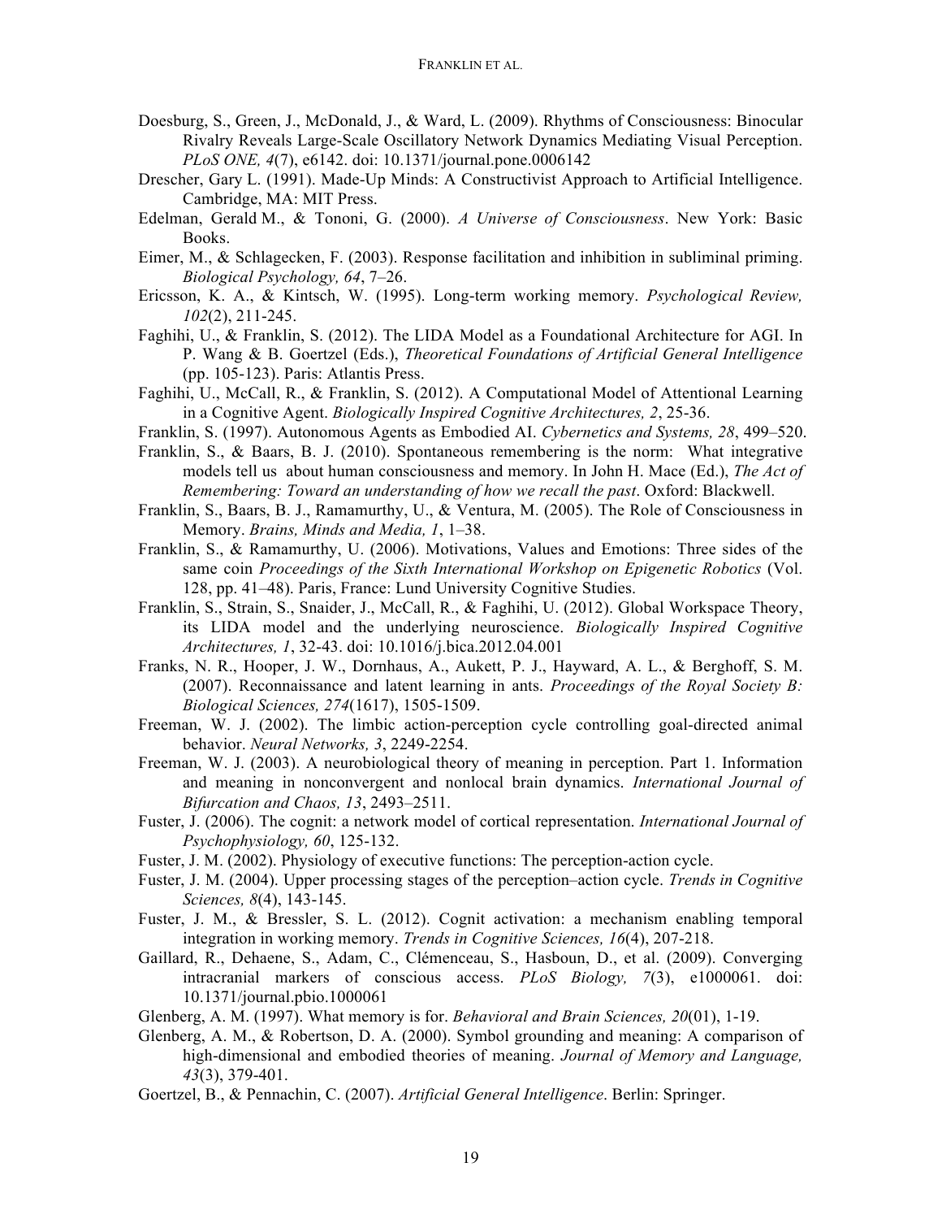Doesburg, S., Green, J., McDonald, J., & Ward, L. (2009). Rhythms of Consciousness: Binocular Rivalry Reveals Large-Scale Oscillatory Network Dynamics Mediating Visual Perception. *PLoS ONE, 4*(7), e6142. doi: 10.1371/journal.pone.0006142

Drescher, Gary L. (1991). Made-Up Minds: A Constructivist Approach to Artificial Intelligence. Cambridge, MA: MIT Press.

Edelman, Gerald M., & Tononi, G. (2000). *A Universe of Consciousness*. New York: Basic Books.

Eimer, M., & Schlagecken, F. (2003). Response facilitation and inhibition in subliminal priming. *Biological Psychology, 64*, 7–26.

Ericsson, K. A., & Kintsch, W. (1995). Long-term working memory. *Psychological Review, 102*(2), 211-245.

Faghihi, U., & Franklin, S. (2012). The LIDA Model as a Foundational Architecture for AGI. In P. Wang & B. Goertzel (Eds.), *Theoretical Foundations of Artificial General Intelligence* (pp. 105-123). Paris: Atlantis Press.

Faghihi, U., McCall, R., & Franklin, S. (2012). A Computational Model of Attentional Learning in a Cognitive Agent. *Biologically Inspired Cognitive Architectures, 2*, 25-36.

Franklin, S. (1997). Autonomous Agents as Embodied AI. *Cybernetics and Systems, 28*, 499–520.

Franklin, S., & Baars, B. J. (2010). Spontaneous remembering is the norm: What integrative models tell us about human consciousness and memory. In John H. Mace (Ed.), *The Act of Remembering: Toward an understanding of how we recall the past*. Oxford: Blackwell.

Franklin, S., Baars, B. J., Ramamurthy, U., & Ventura, M. (2005). The Role of Consciousness in Memory. *Brains, Minds and Media, 1*, 1–38.

Franklin, S., & Ramamurthy, U. (2006). Motivations, Values and Emotions: Three sides of the same coin *Proceedings of the Sixth International Workshop on Epigenetic Robotics* (Vol. 128, pp. 41–48). Paris, France: Lund University Cognitive Studies.

Franklin, S., Strain, S., Snaider, J., McCall, R., & Faghihi, U. (2012). Global Workspace Theory, its LIDA model and the underlying neuroscience. *Biologically Inspired Cognitive Architectures, 1*, 32-43. doi: 10.1016/j.bica.2012.04.001

Franks, N. R., Hooper, J. W., Dornhaus, A., Aukett, P. J., Hayward, A. L., & Berghoff, S. M. (2007). Reconnaissance and latent learning in ants. *Proceedings of the Royal Society B: Biological Sciences, 274*(1617), 1505-1509.

Freeman, W. J. (2002). The limbic action-perception cycle controlling goal-directed animal behavior. *Neural Networks, 3*, 2249-2254.

Freeman, W. J. (2003). A neurobiological theory of meaning in perception. Part 1. Information and meaning in nonconvergent and nonlocal brain dynamics. *International Journal of Bifurcation and Chaos, 13*, 2493–2511.

Fuster, J. (2006). The cognit: a network model of cortical representation. *International Journal of Psychophysiology, 60*, 125-132.

Fuster, J. M. (2002). Physiology of executive functions: The perception-action cycle.

Fuster, J. M. (2004). Upper processing stages of the perception–action cycle. *Trends in Cognitive Sciences, 8*(4), 143-145.

Fuster, J. M., & Bressler, S. L. (2012). Cognit activation: a mechanism enabling temporal integration in working memory. *Trends in Cognitive Sciences, 16*(4), 207-218.

Gaillard, R., Dehaene, S., Adam, C., Clémenceau, S., Hasboun, D., et al. (2009). Converging intracranial markers of conscious access. *PLoS Biology, 7*(3), e1000061. doi: 10.1371/journal.pbio.1000061

Glenberg, A. M. (1997). What memory is for. *Behavioral and Brain Sciences, 20*(01), 1-19.

Glenberg, A. M., & Robertson, D. A. (2000). Symbol grounding and meaning: A comparison of high-dimensional and embodied theories of meaning. *Journal of Memory and Language, 43*(3), 379-401.

Goertzel, B., & Pennachin, C. (2007). *Artificial General Intelligence*. Berlin: Springer.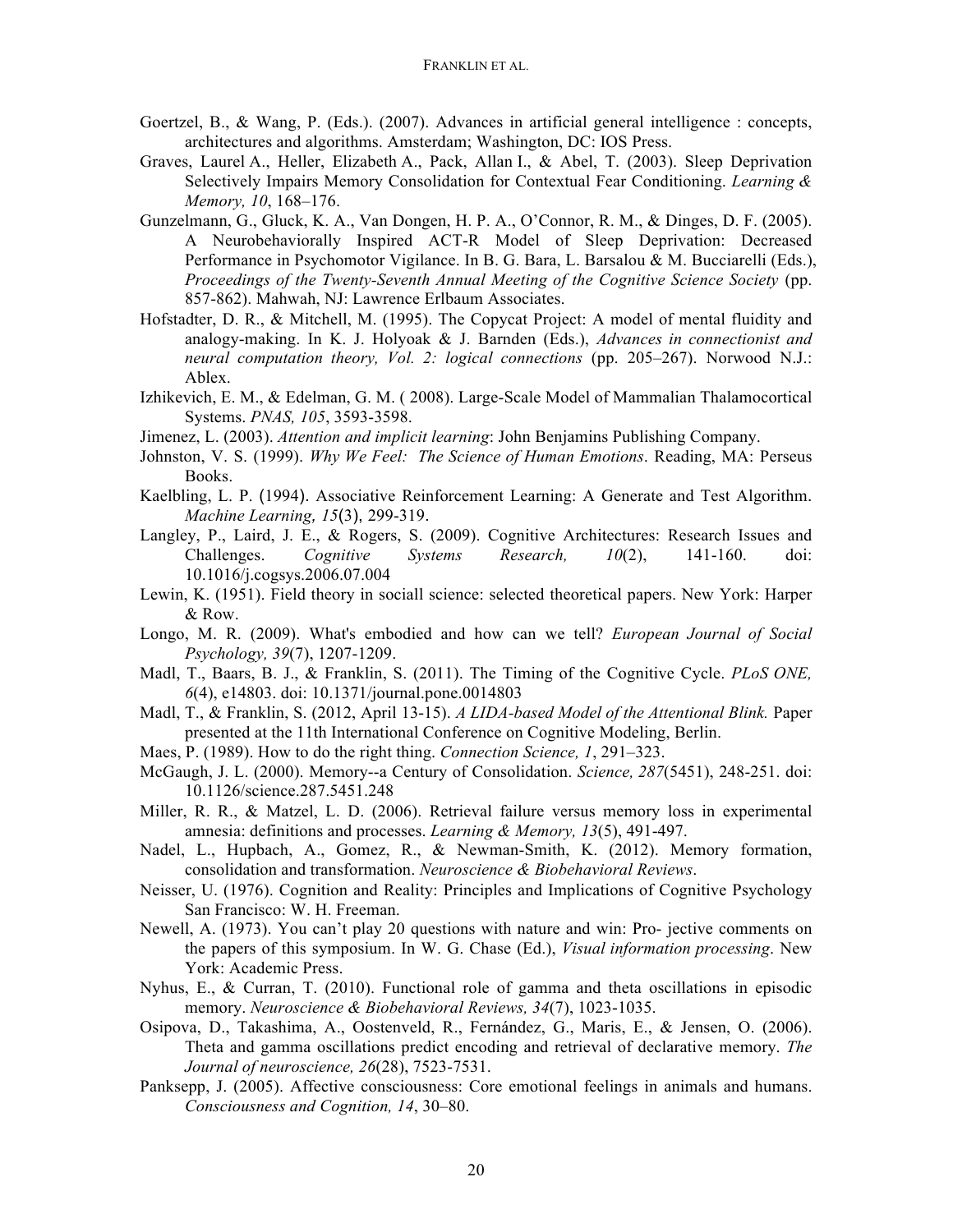Goertzel, B., & Wang, P. (Eds.). (2007). Advances in artificial general intelligence : concepts, architectures and algorithms. Amsterdam; Washington, DC: IOS Press.

Graves, Laurel A., Heller, Elizabeth A., Pack, Allan I., & Abel, T. (2003). Sleep Deprivation Selectively Impairs Memory Consolidation for Contextual Fear Conditioning. *Learning & Memory, 10*, 168–176.

Gunzelmann, G., Gluck, K. A., Van Dongen, H. P. A., O'Connor, R. M., & Dinges, D. F. (2005). A Neurobehaviorally Inspired ACT-R Model of Sleep Deprivation: Decreased Performance in Psychomotor Vigilance. In B. G. Bara, L. Barsalou & M. Bucciarelli (Eds.), *Proceedings of the Twenty-Seventh Annual Meeting of the Cognitive Science Society* (pp. 857-862). Mahwah, NJ: Lawrence Erlbaum Associates.

Hofstadter, D. R., & Mitchell, M. (1995). The Copycat Project: A model of mental fluidity and analogy-making. In K. J. Holyoak & J. Barnden (Eds.), *Advances in connectionist and neural computation theory, Vol. 2: logical connections* (pp. 205–267). Norwood N.J.: Ablex.

Izhikevich, E. M., & Edelman, G. M. ( 2008). Large-Scale Model of Mammalian Thalamocortical Systems. *PNAS, 105*, 3593-3598.

Jimenez, L. (2003). *Attention and implicit learning*: John Benjamins Publishing Company.

Johnston, V. S. (1999). *Why We Feel: The Science of Human Emotions*. Reading, MA: Perseus Books.

Kaelbling, L. P. (1994). Associative Reinforcement Learning: A Generate and Test Algorithm. *Machine Learning, 15*(3), 299-319.

Langley, P., Laird, J. E., & Rogers, S. (2009). Cognitive Architectures: Research Issues and Challenges. *Cognitive Systems Research, 10*(2), 141-160. doi: 10.1016/j.cogsys.2006.07.004

Lewin, K. (1951). Field theory in sociall science: selected theoretical papers. New York: Harper & Row.

Longo, M. R. (2009). What's embodied and how can we tell? *European Journal of Social Psychology, 39*(7), 1207-1209.

Madl, T., Baars, B. J., & Franklin, S. (2011). The Timing of the Cognitive Cycle. *PLoS ONE, 6*(4), e14803. doi: 10.1371/journal.pone.0014803

Madl, T., & Franklin, S. (2012, April 13-15). *A LIDA-based Model of the Attentional Blink.* Paper presented at the 11th International Conference on Cognitive Modeling, Berlin.

Maes, P. (1989). How to do the right thing. *Connection Science, 1*, 291–323.

McGaugh, J. L. (2000). Memory--a Century of Consolidation. *Science, 287*(5451), 248-251. doi: 10.1126/science.287.5451.248

Miller, R. R., & Matzel, L. D. (2006). Retrieval failure versus memory loss in experimental amnesia: definitions and processes. *Learning & Memory, 13*(5), 491-497.

Nadel, L., Hupbach, A., Gomez, R., & Newman-Smith, K. (2012). Memory formation, consolidation and transformation. *Neuroscience & Biobehavioral Reviews*.

Neisser, U. (1976). Cognition and Reality: Principles and Implications of Cognitive Psychology San Francisco: W. H. Freeman.

Newell, A. (1973). You can't play 20 questions with nature and win: Pro- jective comments on the papers of this symposium. In W. G. Chase (Ed.), *Visual information processing*. New York: Academic Press.

Nyhus, E., & Curran, T. (2010). Functional role of gamma and theta oscillations in episodic memory. *Neuroscience & Biobehavioral Reviews, 34*(7), 1023-1035.

Osipova, D., Takashima, A., Oostenveld, R., Fernández, G., Maris, E., & Jensen, O. (2006). Theta and gamma oscillations predict encoding and retrieval of declarative memory. *The Journal of neuroscience, 26*(28), 7523-7531.

Panksepp, J. (2005). Affective consciousness: Core emotional feelings in animals and humans. *Consciousness and Cognition, 14*, 30–80.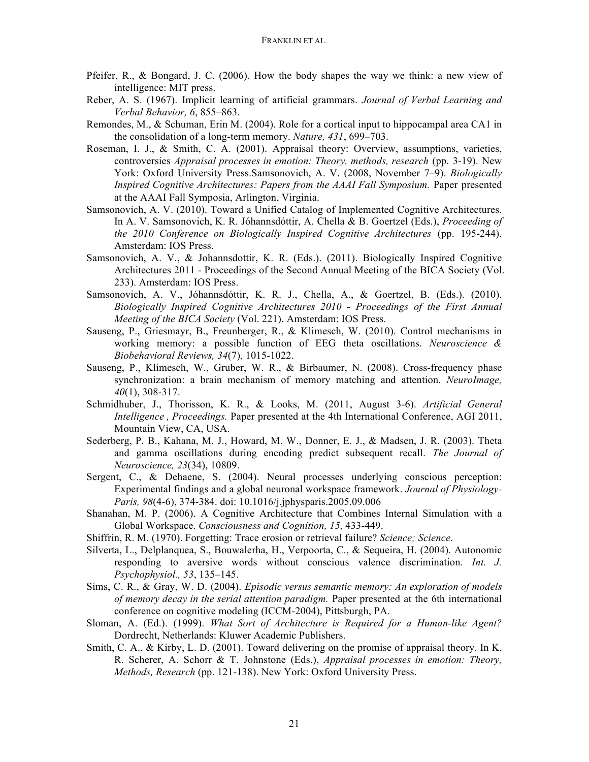Pfeifer, R., & Bongard, J. C. (2006). How the body shapes the way we think: a new view of intelligence: MIT press.

Reber, A. S. (1967). Implicit learning of artificial grammars. *Journal of Verbal Learning and Verbal Behavior, 6*, 855–863.

Remondes, M., & Schuman, Erin M. (2004). Role for a cortical input to hippocampal area CA1 in the consolidation of a long-term memory. *Nature, 431*, 699–703.

Roseman, I. J., & Smith, C. A. (2001). Appraisal theory: Overview, assumptions, varieties, controversies *Appraisal processes in emotion: Theory, methods, research* (pp. 3-19). New York: Oxford University Press.Samsonovich, A. V. (2008, November 7–9). *Biologically Inspired Cognitive Architectures: Papers from the AAAI Fall Symposium.* Paper presented at the AAAI Fall Symposia, Arlington, Virginia.

Samsonovich, A. V. (2010). Toward a Unified Catalog of Implemented Cognitive Architectures. In A. V. Samsonovich, K. R. Jóhannsdóttir, A. Chella & B. Goertzel (Eds.), *Proceeding of the 2010 Conference on Biologically Inspired Cognitive Architectures* (pp. 195-244). Amsterdam: IOS Press.

Samsonovich, A. V., & Johannsdottir, K. R. (Eds.). (2011). Biologically Inspired Cognitive Architectures 2011 - Proceedings of the Second Annual Meeting of the BICA Society (Vol. 233). Amsterdam: IOS Press.

Samsonovich, A. V., Jóhannsdóttir, K. R. J., Chella, A., & Goertzel, B. (Eds.). (2010). *Biologically Inspired Cognitive Architectures 2010 - Proceedings of the First Annual Meeting of the BICA Society* (Vol. 221). Amsterdam: IOS Press.

Sauseng, P., Griesmayr, B., Freunberger, R., & Klimesch, W. (2010). Control mechanisms in working memory: a possible function of EEG theta oscillations. *Neuroscience & Biobehavioral Reviews, 34*(7), 1015-1022.

Sauseng, P., Klimesch, W., Gruber, W. R., & Birbaumer, N. (2008). Cross-frequency phase synchronization: a brain mechanism of memory matching and attention. *NeuroImage, 40*(1), 308-317.

Schmidhuber, J., Thorisson, K. R., & Looks, M. (2011, August 3-6). *Artificial General Intelligence , Proceedings.* Paper presented at the 4th International Conference, AGI 2011, Mountain View, CA, USA.

Sederberg, P. B., Kahana, M. J., Howard, M. W., Donner, E. J., & Madsen, J. R. (2003). Theta and gamma oscillations during encoding predict subsequent recall. *The Journal of Neuroscience, 23*(34), 10809.

Sergent, C., & Dehaene, S. (2004). Neural processes underlying conscious perception: Experimental findings and a global neuronal workspace framework. *Journal of Physiology-Paris, 98*(4-6), 374-384. doi: 10.1016/j.jphysparis.2005.09.006

Shanahan, M. P. (2006). A Cognitive Architecture that Combines Internal Simulation with a Global Workspace. *Consciousness and Cognition, 15*, 433-449.

Shiffrin, R. M. (1970). Forgetting: Trace erosion or retrieval failure? *Science; Science*.

Silverta, L., Delplanquea, S., Bouwalerha, H., Verpoorta, C., & Sequeira, H. (2004). Autonomic responding to aversive words without conscious valence discrimination. *Int. J. Psychophysiol., 53*, 135–145.

Sims, C. R., & Gray, W. D. (2004). *Episodic versus semantic memory: An exploration of models of memory decay in the serial attention paradigm.* Paper presented at the 6th international conference on cognitive modeling (ICCM-2004), Pittsburgh, PA.

Sloman, A. (Ed.). (1999). *What Sort of Architecture is Required for a Human-like Agent?* Dordrecht, Netherlands: Kluwer Academic Publishers.

Smith, C. A., & Kirby, L. D. (2001). Toward delivering on the promise of appraisal theory. In K. R. Scherer, A. Schorr & T. Johnstone (Eds.), *Appraisal processes in emotion: Theory, Methods, Research* (pp. 121-138). New York: Oxford University Press.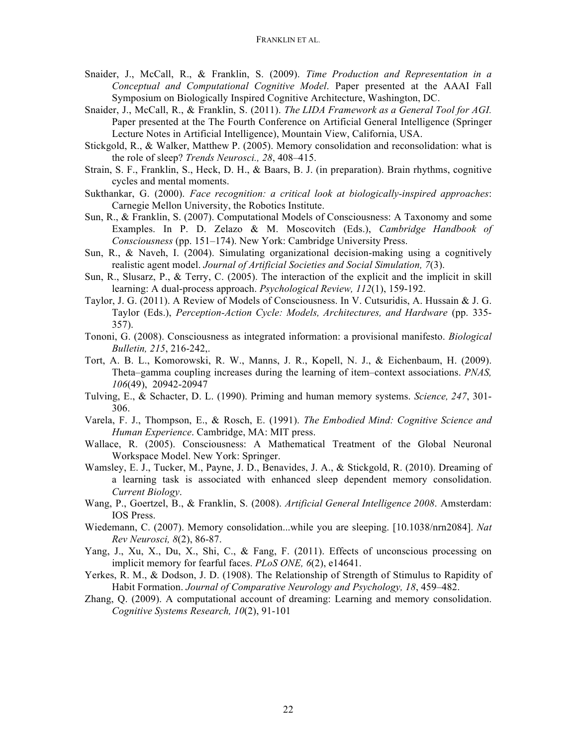Snaider, J., McCall, R., & Franklin, S. (2009). *Time Production and Representation in a Conceptual and Computational Cognitive Model*. Paper presented at the AAAI Fall Symposium on Biologically Inspired Cognitive Architecture, Washington, DC.

Snaider, J., McCall, R., & Franklin, S. (2011). *The LIDA Framework as a General Tool for AGI.* Paper presented at the The Fourth Conference on Artificial General Intelligence (Springer Lecture Notes in Artificial Intelligence), Mountain View, California, USA.

Stickgold, R., & Walker, Matthew P. (2005). Memory consolidation and reconsolidation: what is the role of sleep? *Trends Neurosci., 28*, 408–415.

Strain, S. F., Franklin, S., Heck, D. H., & Baars, B. J. (in preparation). Brain rhythms, cognitive cycles and mental moments.

Sukthankar, G. (2000). *Face recognition: a critical look at biologically-inspired approaches*: Carnegie Mellon University, the Robotics Institute.

Sun, R., & Franklin, S. (2007). Computational Models of Consciousness: A Taxonomy and some Examples. In P. D. Zelazo & M. Moscovitch (Eds.), *Cambridge Handbook of Consciousness* (pp. 151–174). New York: Cambridge University Press.

Sun, R., & Naveh, I. (2004). Simulating organizational decision-making using a cognitively realistic agent model. *Journal of Artificial Societies and Social Simulation, 7*(3).

Sun, R., Slusarz, P., & Terry, C. (2005). The interaction of the explicit and the implicit in skill learning: A dual-process approach. *Psychological Review, 112*(1), 159-192.

Taylor, J. G. (2011). A Review of Models of Consciousness. In V. Cutsuridis, A. Hussain & J. G. Taylor (Eds.), *Perception-Action Cycle: Models, Architectures, and Hardware* (pp. 335-357).

Tononi, G. (2008). Consciousness as integrated information: a provisional manifesto. *Biological Bulletin, 215*, 216-242,.

Tort, A. B. L., Komorowski, R. W., Manns, J. R., Kopell, N. J., & Eichenbaum, H. (2009). Theta–gamma coupling increases during the learning of item–context associations. *PNAS, 106*(49), 20942-20947

Tulving, E., & Schacter, D. L. (1990). Priming and human memory systems. *Science, 247*, 301-306.

Varela, F. J., Thompson, E., & Rosch, E. (1991). *The Embodied Mind: Cognitive Science and Human Experience*. Cambridge, MA: MIT press.

Wallace, R. (2005). Consciousness: A Mathematical Treatment of the Global Neuronal Workspace Model. New York: Springer.

Wamsley, E. J., Tucker, M., Payne, J. D., Benavides, J. A., & Stickgold, R. (2010). Dreaming of a learning task is associated with enhanced sleep dependent memory consolidation. *Current Biology*.

Wang, P., Goertzel, B., & Franklin, S. (2008). *Artificial General Intelligence 2008*. Amsterdam: IOS Press.

Wiedemann, C. (2007). Memory consolidation...while you are sleeping. [10.1038/nrn2084]. *Nat Rev Neurosci, 8*(2), 86-87.

Yang, J., Xu, X., Du, X., Shi, C., & Fang, F. (2011). Effects of unconscious processing on implicit memory for fearful faces. *PLoS ONE, 6*(2), e14641.

Yerkes, R. M., & Dodson, J. D. (1908). The Relationship of Strength of Stimulus to Rapidity of Habit Formation. *Journal of Comparative Neurology and Psychology, 18*, 459–482.

Zhang, Q. (2009). A computational account of dreaming: Learning and memory consolidation. *Cognitive Systems Research, 10*(2), 91-101